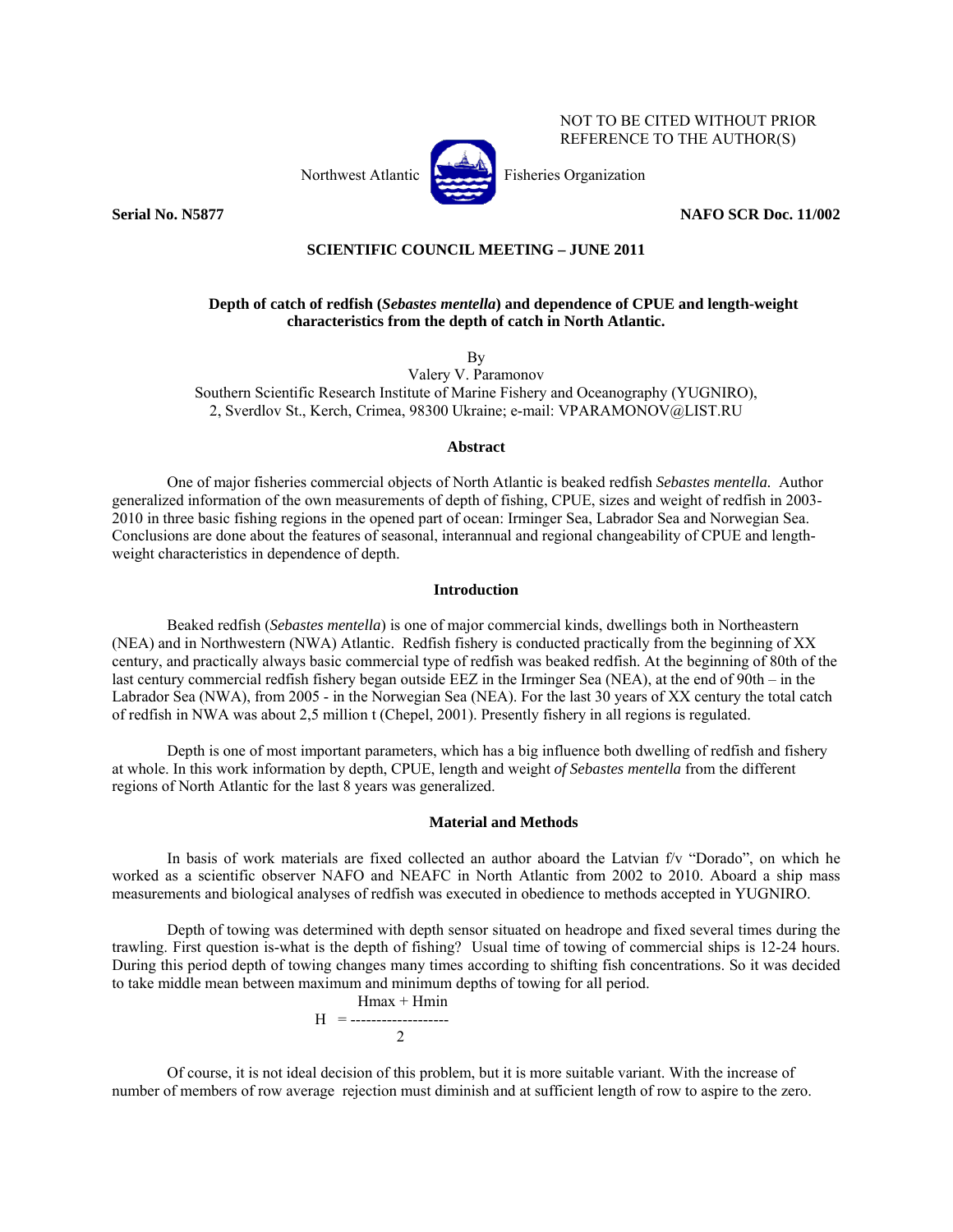NOT TO BE CITED WITHOUT PRIOR REFERENCE TO THE AUTHOR(S)

Northwest Atlantic Fisheries Organization

**Serial No. N5877** **NAFO SCR Doc. 11/002**

**SCIENTIFIC COUNCIL MEETING – JUNE 2011**

# Depth of catch of redfish (*Sebastes mentella*) and dependence of CPUE and length-weight characteristics from the depth of catch in North Atlantic.

By

Valery V. Paramonov

Southern Scientific Research Institute of Marine Fishery and Oceanography (YUGNIRO), 2, Sverdlov St., Kerch, Crimea, 98300 Ukraine; e-mail: VPARAMONOV@LIST.RU

## Abstract

One of major fisheries commercial objects of North Atlantic is beaked redfish *Sebastes mentella.* Author generalized information of the own measurements of depth of fishing, CPUE, sizes and weight of redfish in 2003-2010 in three basic fishing regions in the opened part of ocean: Irminger Sea, Labrador Sea and Norwegian Sea. Conclusions are done about the features of seasonal, interannual and regional changeability of CPUE and length-weight characteristics in dependence of depth.

## Introduction

Beaked redfish (*Sebastes mentella*) is one of major commercial kinds, dwellings both in Northeastern (NEA) and in Northwestern (NWA) Atlantic. Redfish fishery is conducted practically from the beginning of XX century, and practically always basic commercial type of redfish was beaked redfish. At the beginning of 80th of the last century commercial redfish fishery began outside EEZ in the Irminger Sea (NEA), at the end of 90th – in the Labrador Sea (NWA), from 2005 - in the Norwegian Sea (NEA). For the last 30 years of XX century the total catch of redfish in NWA was about 2,5 million t (Chepel, 2001). Presently fishery in all regions is regulated.

Depth is one of most important parameters, which has a big influence both dwelling of redfish and fishery at whole. In this work information by depth, CPUE, length and weight *of Sebastes mentella* from the different regions of North Atlantic for the last 8 years was generalized.

## Material and Methods

In basis of work materials are fixed collected an author aboard the Latvian f/v "Dorado", on which he worked as a scientific observer NAFO and NEAFC in North Atlantic from 2002 to 2010. Aboard a ship mass measurements and biological analyses of redfish was executed in obedience to methods accepted in YUGNIRO.

Depth of towing was determined with depth sensor situated on headrope and fixed several times during the trawling. First question is-what is the depth of fishing? Usual time of towing of commercial ships is 12-24 hours. During this period depth of towing changes many times according to shifting fish concentrations. So it was decided to take middle mean between maximum and minimum depths of towing for all period.

$$H = \frac{H_{max} + H_{min}}{2}$$

Of course, it is not ideal decision of this problem, but it is more suitable variant. With the increase of number of members of row average rejection must diminish and at sufficient length of row to aspire to the zero.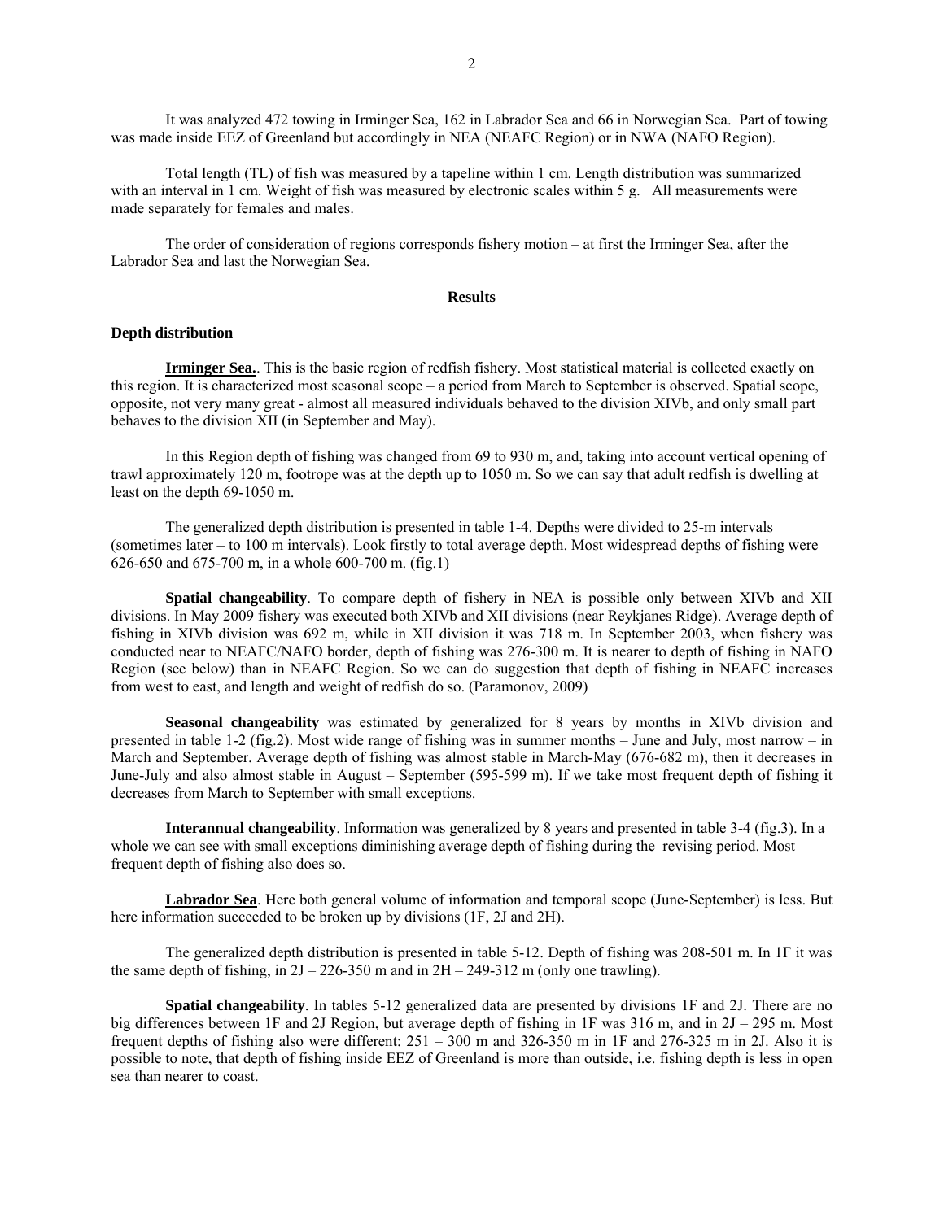It was analyzed 472 towing in Irminger Sea, 162 in Labrador Sea and 66 in Norwegian Sea. Part of towing was made inside EEZ of Greenland but accordingly in NEA (NEAFC Region) or in NWA (NAFO Region).

Total length (TL) of fish was measured by a tapeline within 1 cm. Length distribution was summarized with an interval in 1 cm. Weight of fish was measured by electronic scales within 5 g. All measurements were made separately for females and males.

The order of consideration of regions corresponds fishery motion – at first the Irminger Sea, after the Labrador Sea and last the Norwegian Sea.

## Results

### Depth distribution

**Irminger Sea.**. This is the basic region of redfish fishery. Most statistical material is collected exactly on this region. It is characterized most seasonal scope – a period from March to September is observed. Spatial scope, opposite, not very many great - almost all measured individuals behaved to the division XIVb, and only small part behaves to the division XII (in September and May).

In this Region depth of fishing was changed from 69 to 930 m, and, taking into account vertical opening of trawl approximately 120 m, footrope was at the depth up to 1050 m. So we can say that adult redfish is dwelling at least on the depth 69-1050 m.

The generalized depth distribution is presented in table 1-4. Depths were divided to 25-m intervals (sometimes later – to 100 m intervals). Look firstly to total average depth. Most widespread depths of fishing were 626-650 and 675-700 m, in a whole 600-700 m. (fig.1)

**Spatial changeability**. To compare depth of fishery in NEA is possible only between XIVb and XII divisions. In May 2009 fishery was executed both XIVb and XII divisions (near Reykjanes Ridge). Average depth of fishing in XIVb division was 692 m, while in XII division it was 718 m. In September 2003, when fishery was conducted near to NEAFC/NAFO border, depth of fishing was 276-300 m. It is nearer to depth of fishing in NAFO Region (see below) than in NEAFC Region. So we can do suggestion that depth of fishing in NEAFC increases from west to east, and length and weight of redfish do so. (Paramonov, 2009)

**Seasonal changeability** was estimated by generalized for 8 years by months in XIVb division and presented in table 1-2 (fig.2). Most wide range of fishing was in summer months – June and July, most narrow – in March and September. Average depth of fishing was almost stable in March-May (676-682 m), then it decreases in June-July and also almost stable in August – September (595-599 m). If we take most frequent depth of fishing it decreases from March to September with small exceptions.

**Interannual changeability**. Information was generalized by 8 years and presented in table 3-4 (fig.3). In a whole we can see with small exceptions diminishing average depth of fishing during the revising period. Most frequent depth of fishing also does so.

**Labrador Sea**. Here both general volume of information and temporal scope (June-September) is less. But here information succeeded to be broken up by divisions (1F, 2J and 2H).

The generalized depth distribution is presented in table 5-12. Depth of fishing was 208-501 m. In 1F it was the same depth of fishing, in 2J – 226-350 m and in 2H – 249-312 m (only one trawling).

**Spatial changeability**. In tables 5-12 generalized data are presented by divisions 1F and 2J. There are no big differences between 1F and 2J Region, but average depth of fishing in 1F was 316 m, and in 2J – 295 m. Most frequent depths of fishing also were different: 251 – 300 m and 326-350 m in 1F and 276-325 m in 2J. Also it is possible to note, that depth of fishing inside EEZ of Greenland is more than outside, i.e. fishing depth is less in open sea than nearer to coast.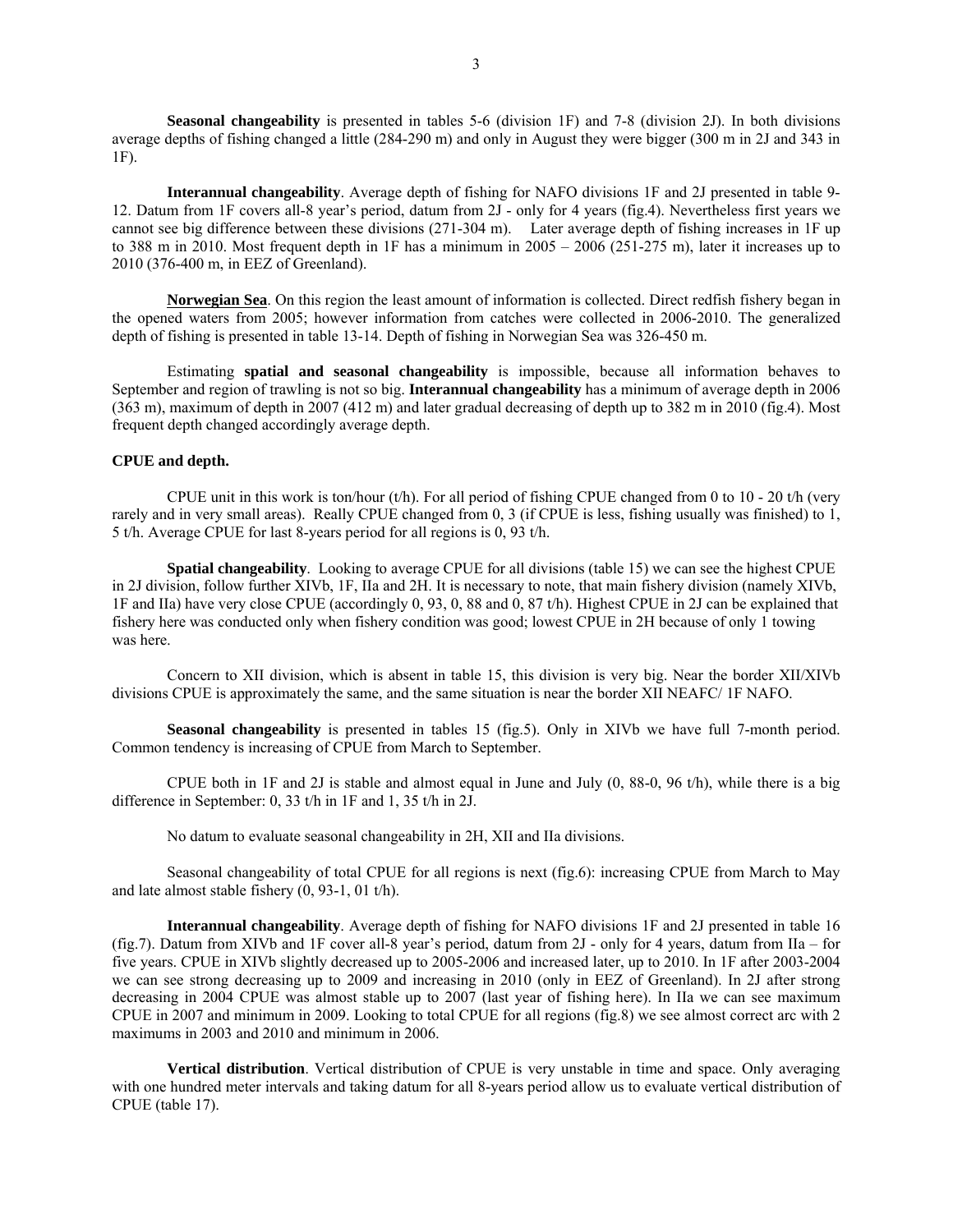**Seasonal changeability** is presented in tables 5-6 (division 1F) and 7-8 (division 2J). In both divisions average depths of fishing changed a little (284-290 m) and only in August they were bigger (300 m in 2J and 343 in 1F).

**Interannual changeability**. Average depth of fishing for NAFO divisions 1F and 2J presented in table 9-12. Datum from 1F covers all-8 year's period, datum from 2J - only for 4 years (fig.4). Nevertheless first years we cannot see big difference between these divisions (271-304 m). Later average depth of fishing increases in 1F up to 388 m in 2010. Most frequent depth in 1F has a minimum in 2005 – 2006 (251-275 m), later it increases up to 2010 (376-400 m, in EEZ of Greenland).

**Norwegian Sea**. On this region the least amount of information is collected. Direct redfish fishery began in the opened waters from 2005; however information from catches were collected in 2006-2010. The generalized depth of fishing is presented in table 13-14. Depth of fishing in Norwegian Sea was 326-450 m.

Estimating **spatial and seasonal changeability** is impossible, because all information behaves to September and region of trawling is not so big. **Interannual changeability** has a minimum of average depth in 2006 (363 m), maximum of depth in 2007 (412 m) and later gradual decreasing of depth up to 382 m in 2010 (fig.4). Most frequent depth changed accordingly average depth.

**CPUE and depth.**

CPUE unit in this work is ton/hour (t/h). For all period of fishing CPUE changed from 0 to 10 - 20 t/h (very rarely and in very small areas). Really CPUE changed from 0, 3 (if CPUE is less, fishing usually was finished) to 1, 5 t/h. Average CPUE for last 8-years period for all regions is 0, 93 t/h.

**Spatial changeability**. Looking to average CPUE for all divisions (table 15) we can see the highest CPUE in 2J division, follow further XIVb, 1F, IIa and 2H. It is necessary to note, that main fishery division (namely XIVb, 1F and IIa) have very close CPUE (accordingly 0, 93, 0, 88 and 0, 87 t/h). Highest CPUE in 2J can be explained that fishery here was conducted only when fishery condition was good; lowest CPUE in 2H because of only 1 towing was here.

Concern to XII division, which is absent in table 15, this division is very big. Near the border XII/XIVb divisions CPUE is approximately the same, and the same situation is near the border XII NEAFC/ 1F NAFO.

**Seasonal changeability** is presented in tables 15 (fig.5). Only in XIVb we have full 7-month period. Common tendency is increasing of CPUE from March to September.

CPUE both in 1F and 2J is stable and almost equal in June and July (0, 88-0, 96 t/h), while there is a big difference in September: 0, 33 t/h in 1F and 1, 35 t/h in 2J.

No datum to evaluate seasonal changeability in 2H, XII and IIa divisions.

Seasonal changeability of total CPUE for all regions is next (fig.6): increasing CPUE from March to May and late almost stable fishery (0, 93-1, 01 t/h).

**Interannual changeability**. Average depth of fishing for NAFO divisions 1F and 2J presented in table 16 (fig.7). Datum from XIVb and 1F cover all-8 year's period, datum from 2J - only for 4 years, datum from IIa – for five years. CPUE in XIVb slightly decreased up to 2005-2006 and increased later, up to 2010. In 1F after 2003-2004 we can see strong decreasing up to 2009 and increasing in 2010 (only in EEZ of Greenland). In 2J after strong decreasing in 2004 CPUE was almost stable up to 2007 (last year of fishing here). In IIa we can see maximum CPUE in 2007 and minimum in 2009. Looking to total CPUE for all regions (fig.8) we see almost correct arc with 2 maximums in 2003 and 2010 and minimum in 2006.

**Vertical distribution**. Vertical distribution of CPUE is very unstable in time and space. Only averaging with one hundred meter intervals and taking datum for all 8-years period allow us to evaluate vertical distribution of CPUE (table 17).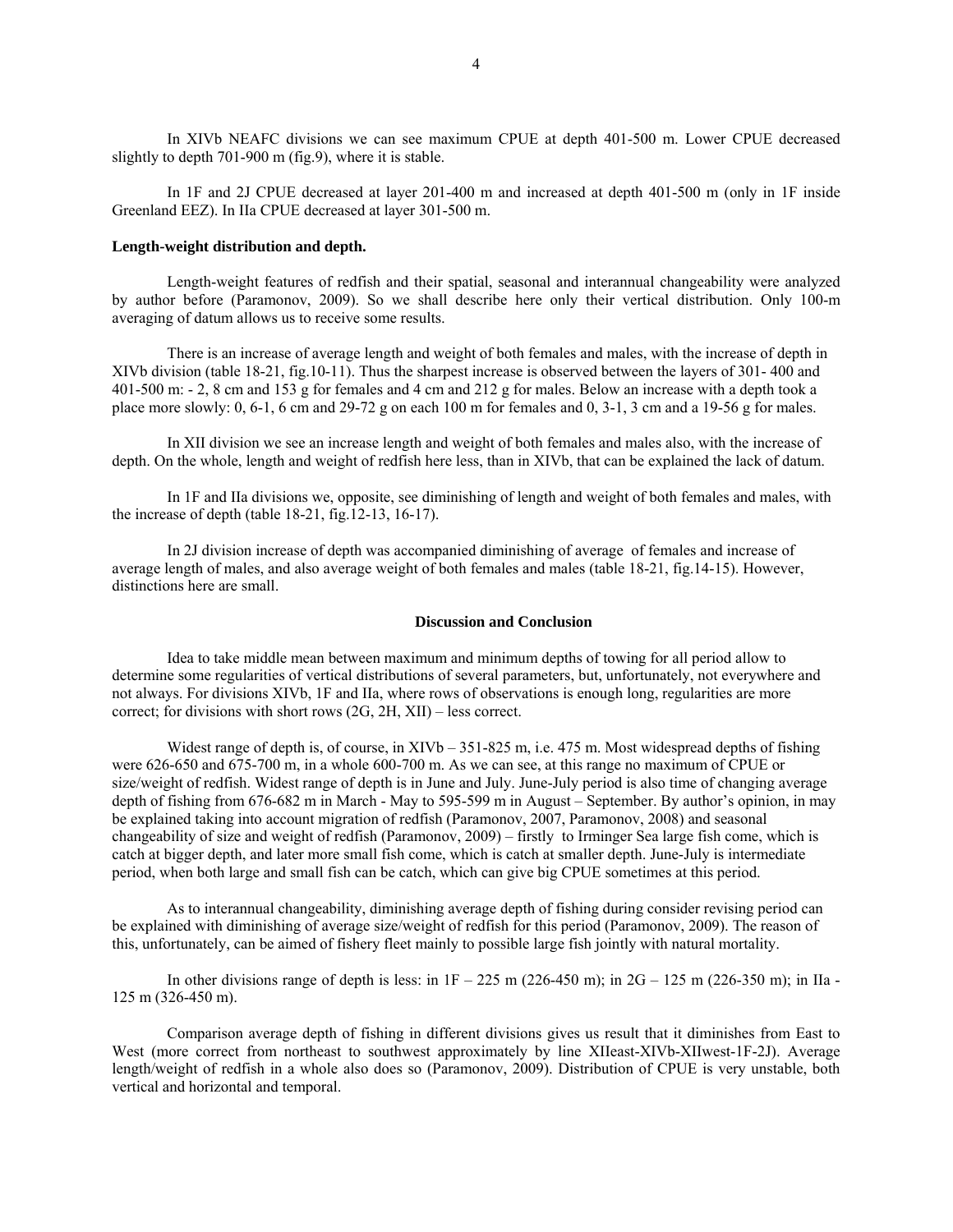In XIVb NEAFC divisions we can see maximum CPUE at depth 401-500 m. Lower CPUE decreased slightly to depth 701-900 m (fig.9), where it is stable.

In 1F and 2J CPUE decreased at layer 201-400 m and increased at depth 401-500 m (only in 1F inside Greenland EEZ). In IIa CPUE decreased at layer 301-500 m.

**Length-weight distribution and depth.**

Length-weight features of redfish and their spatial, seasonal and interannual changeability were analyzed by author before (Paramonov, 2009). So we shall describe here only their vertical distribution. Only 100-m averaging of datum allows us to receive some results.

There is an increase of average length and weight of both females and males, with the increase of depth in XIVb division (table 18-21, fig.10-11). Thus the sharpest increase is observed between the layers of 301- 400 and 401-500 m: - 2, 8 cm and 153 g for females and 4 cm and 212 g for males. Below an increase with a depth took a place more slowly: 0, 6-1, 6 cm and 29-72 g on each 100 m for females and 0, 3-1, 3 cm and a 19-56 g for males.

In XII division we see an increase length and weight of both females and males also, with the increase of depth. On the whole, length and weight of redfish here less, than in XIVb, that can be explained the lack of datum.

In 1F and IIa divisions we, opposite, see diminishing of length and weight of both females and males, with the increase of depth (table 18-21, fig.12-13, 16-17).

In 2J division increase of depth was accompanied diminishing of average of females and increase of average length of males, and also average weight of both females and males (table 18-21, fig.14-15). However, distinctions here are small.

**Discussion and Conclusion**

Idea to take middle mean between maximum and minimum depths of towing for all period allow to determine some regularities of vertical distributions of several parameters, but, unfortunately, not everywhere and not always. For divisions XIVb, 1F and IIa, where rows of observations is enough long, regularities are more correct; for divisions with short rows (2G, 2H, XII) – less correct.

Widest range of depth is, of course, in XIVb – 351-825 m, i.e. 475 m. Most widespread depths of fishing were 626-650 and 675-700 m, in a whole 600-700 m. As we can see, at this range no maximum of CPUE or size/weight of redfish. Widest range of depth is in June and July. June-July period is also time of changing average depth of fishing from 676-682 m in March - May to 595-599 m in August – September. By author's opinion, in may be explained taking into account migration of redfish (Paramonov, 2007, Paramonov, 2008) and seasonal changeability of size and weight of redfish (Paramonov, 2009) – firstly to Irminger Sea large fish come, which is catch at bigger depth, and later more small fish come, which is catch at smaller depth. June-July is intermediate period, when both large and small fish can be catch, which can give big CPUE sometimes at this period.

As to interannual changeability, diminishing average depth of fishing during consider revising period can be explained with diminishing of average size/weight of redfish for this period (Paramonov, 2009). The reason of this, unfortunately, can be aimed of fishery fleet mainly to possible large fish jointly with natural mortality.

In other divisions range of depth is less: in 1F – 225 m (226-450 m); in 2G – 125 m (226-350 m); in IIa - 125 m (326-450 m).

Comparison average depth of fishing in different divisions gives us result that it diminishes from East to West (more correct from northeast to southwest approximately by line XIIeast-XIVb-XIIwest-1F-2J). Average length/weight of redfish in a whole also does so (Paramonov, 2009). Distribution of CPUE is very unstable, both vertical and horizontal and temporal.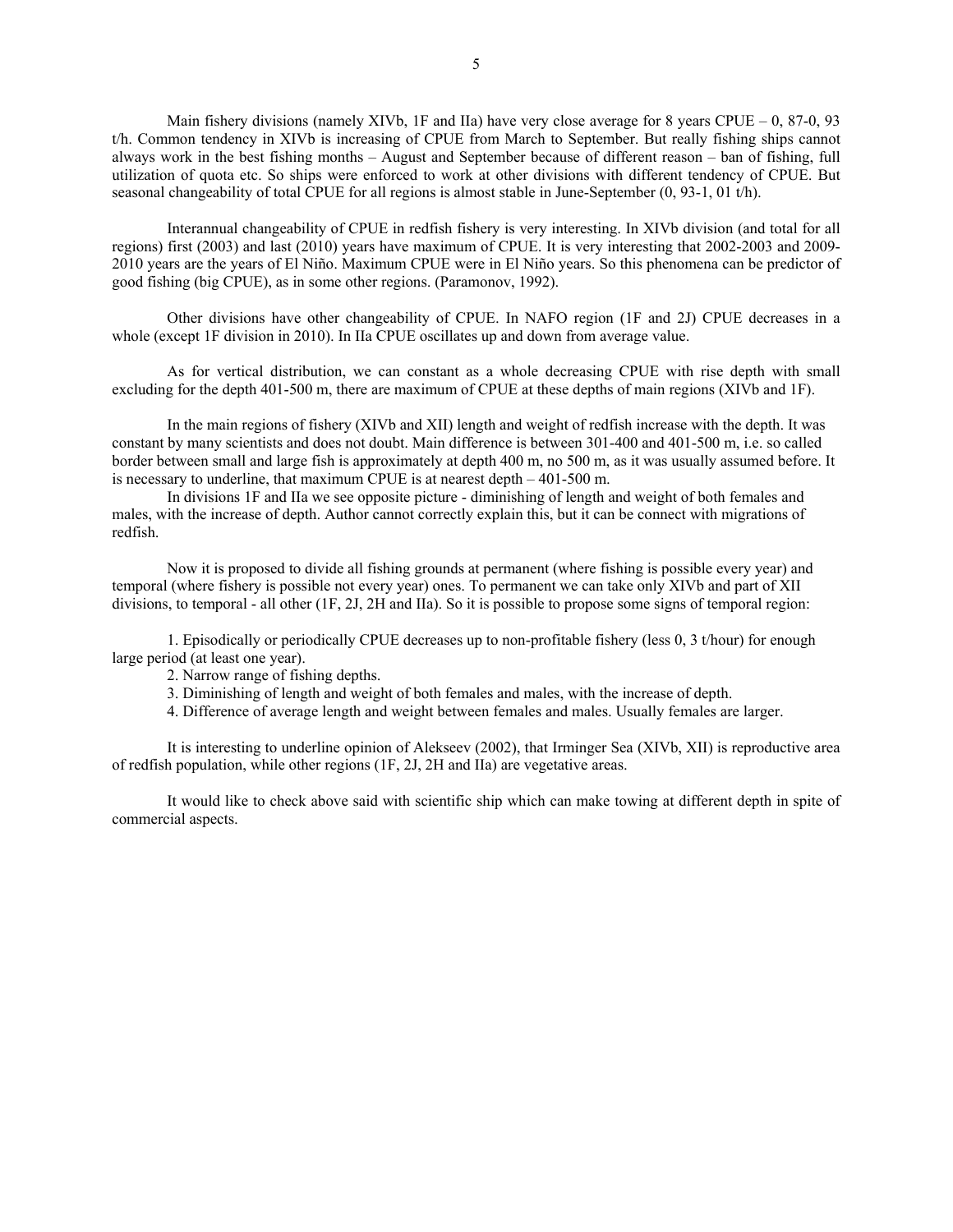Main fishery divisions (namely XIVb, 1F and IIa) have very close average for 8 years CPUE – 0, 87-0, 93 t/h. Common tendency in XIVb is increasing of CPUE from March to September. But really fishing ships cannot always work in the best fishing months – August and September because of different reason – ban of fishing, full utilization of quota etc. So ships were enforced to work at other divisions with different tendency of CPUE. But seasonal changeability of total CPUE for all regions is almost stable in June-September (0, 93-1, 01 t/h).

Interannual changeability of CPUE in redfish fishery is very interesting. In XIVb division (and total for all regions) first (2003) and last (2010) years have maximum of CPUE. It is very interesting that 2002-2003 and 2009-2010 years are the years of El Niño. Maximum CPUE were in El Niño years. So this phenomena can be predictor of good fishing (big CPUE), as in some other regions. (Paramonov, 1992).

Other divisions have other changeability of CPUE. In NAFO region (1F and 2J) CPUE decreases in a whole (except 1F division in 2010). In IIa CPUE oscillates up and down from average value.

As for vertical distribution, we can constant as a whole decreasing CPUE with rise depth with small excluding for the depth 401-500 m, there are maximum of CPUE at these depths of main regions (XIVb and 1F).

In the main regions of fishery (XIVb and XII) length and weight of redfish increase with the depth. It was constant by many scientists and does not doubt. Main difference is between 301-400 and 401-500 m, i.e. so called border between small and large fish is approximately at depth 400 m, no 500 m, as it was usually assumed before. It is necessary to underline, that maximum CPUE is at nearest depth – 401-500 m.

In divisions 1F and IIa we see opposite picture - diminishing of length and weight of both females and males, with the increase of depth. Author cannot correctly explain this, but it can be connect with migrations of redfish.

Now it is proposed to divide all fishing grounds at permanent (where fishing is possible every year) and temporal (where fishery is possible not every year) ones. To permanent we can take only XIVb and part of XII divisions, to temporal - all other (1F, 2J, 2H and IIa). So it is possible to propose some signs of temporal region:

1. Episodically or periodically CPUE decreases up to non-profitable fishery (less 0, 3 t/hour) for enough large period (at least one year).
2. Narrow range of fishing depths.
3. Diminishing of length and weight of both females and males, with the increase of depth.
4. Difference of average length and weight between females and males. Usually females are larger.

It is interesting to underline opinion of Alekseev (2002), that Irminger Sea (XIVb, XII) is reproductive area of redfish population, while other regions (1F, 2J, 2H and IIa) are vegetative areas.

It would like to check above said with scientific ship which can make towing at different depth in spite of commercial aspects.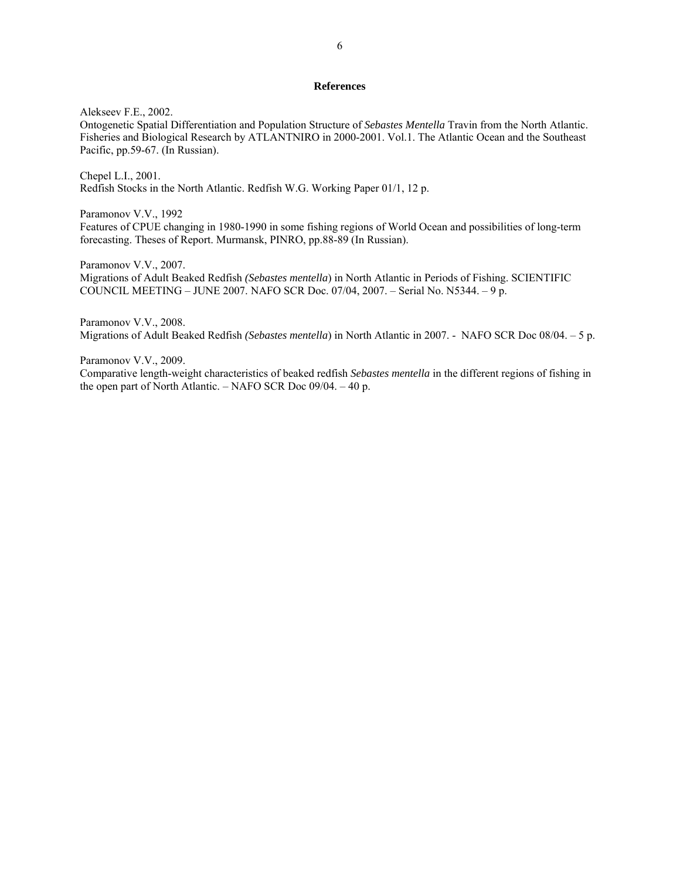## References

Alekseev F.E., 2002.
Ontogenetic Spatial Differentiation and Population Structure of *Sebastes Mentella* Travin from the North Atlantic. Fisheries and Biological Research by ATLANTNIRO in 2000-2001. Vol.1. The Atlantic Ocean and the Southeast Pacific, pp.59-67. (In Russian).

Chepel L.I., 2001.
Redfish Stocks in the North Atlantic. Redfish W.G. Working Paper 01/1, 12 p.

Paramonov V.V., 1992
Features of CPUE changing in 1980-1990 in some fishing regions of World Ocean and possibilities of long-term forecasting. Theses of Report. Murmansk, PINRO, pp.88-89 (In Russian).

Paramonov V.V., 2007.
Migrations of Adult Beaked Redfish *(Sebastes mentella*) in North Atlantic in Periods of Fishing. SCIENTIFIC COUNCIL MEETING – JUNE 2007. NAFO SCR Doc. 07/04, 2007. – Serial No. N5344. – 9 p.

Paramonov V.V., 2008.
Migrations of Adult Beaked Redfish *(Sebastes mentella*) in North Atlantic in 2007. - NAFO SCR Doc 08/04. – 5 p.

Paramonov V.V., 2009.
Comparative length-weight characteristics of beaked redfish *Sebastes mentella* in the different regions of fishing in the open part of North Atlantic. – NAFO SCR Doc 09/04. – 40 p.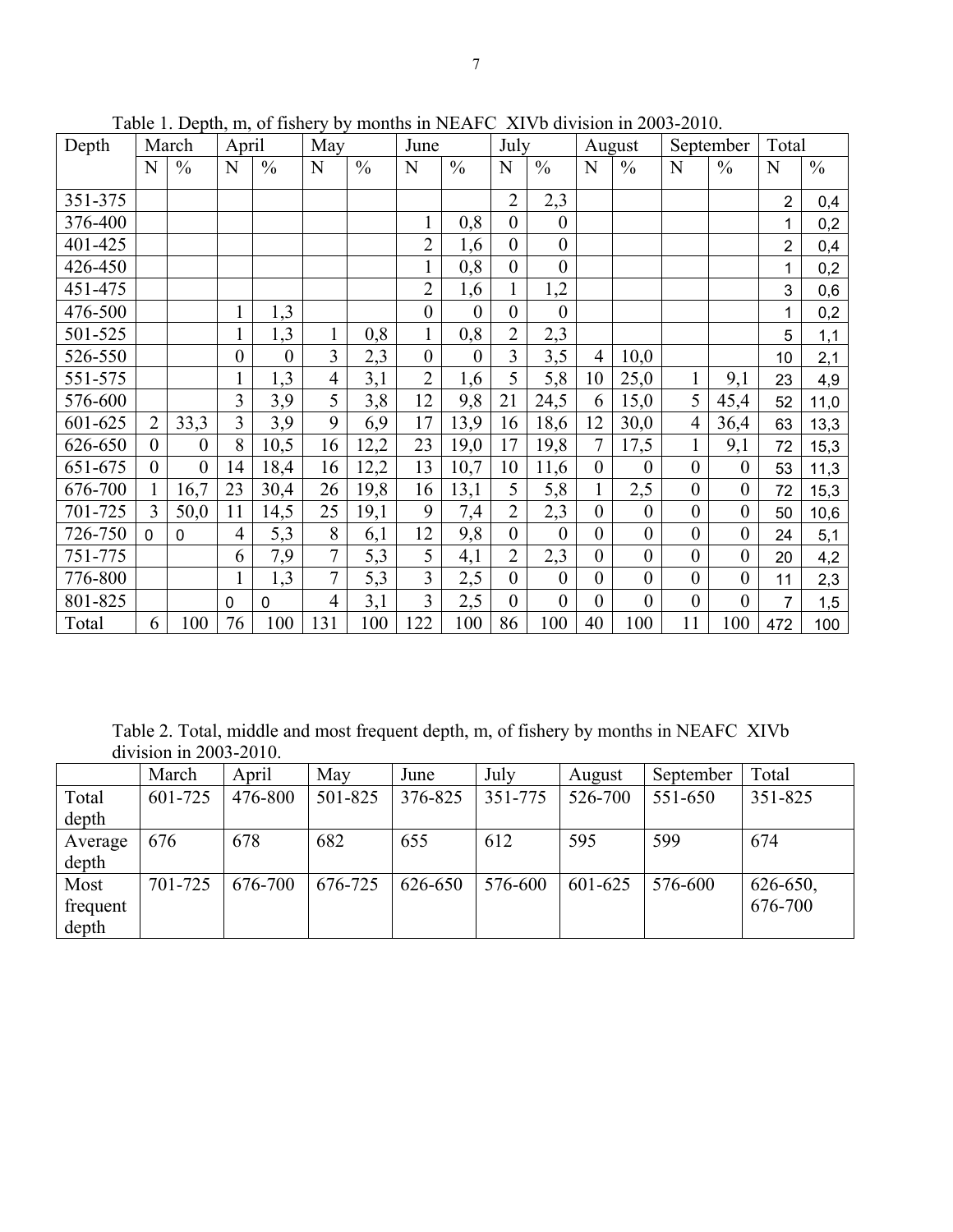Table 1. Depth, m, of fishery by months in NEAFC XIVb division in 2003-2010.

| Depth | March | | April | | May | | June | | July | | August | | September | | Total | |
|---|---|---|---|---|---|---|---|---|---|---|---|---|---|---|---|---|
| | N | % | N | % | N | % | N | % | N | % | N | % | N | % | N | % |
| 351-375 | | | | | | | | | 2 | 2,3 | | | | | 2 | 0,4 |
| 376-400 | | | | | | | 1 | 0,8 | 0 | 0 | | | | | 1 | 0,2 |
| 401-425 | | | | | | | 2 | 1,6 | 0 | 0 | | | | | 2 | 0,4 |
| 426-450 | | | | | | | 1 | 0,8 | 0 | 0 | | | | | 1 | 0,2 |
| 451-475 | | | | | | | 2 | 1,6 | 1 | 1,2 | | | | | 3 | 0,6 |
| 476-500 | | | 1 | 1,3 | | | 0 | 0 | 0 | 0 | | | | | 1 | 0,2 |
| 501-525 | | | 1 | 1,3 | 1 | 0,8 | 1 | 0,8 | 2 | 2,3 | | | | | 5 | 1,1 |
| 526-550 | | | 0 | 0 | 3 | 2,3 | 0 | 0 | 3 | 3,5 | 4 | 10,0 | | | 10 | 2,1 |
| 551-575 | | | 1 | 1,3 | 4 | 3,1 | 2 | 1,6 | 5 | 5,8 | 10 | 25,0 | 1 | 9,1 | 23 | 4,9 |
| 576-600 | | | 3 | 3,9 | 5 | 3,8 | 12 | 9,8 | 21 | 24,5 | 6 | 15,0 | 5 | 45,4 | 52 | 11,0 |
| 601-625 | 2 | 33,3 | 3 | 3,9 | 9 | 6,9 | 17 | 13,9 | 16 | 18,6 | 12 | 30,0 | 4 | 36,4 | 63 | 13,3 |
| 626-650 | 0 | 0 | 8 | 10,5 | 16 | 12,2 | 23 | 19,0 | 17 | 19,8 | 7 | 17,5 | 1 | 9,1 | 72 | 15,3 |
| 651-675 | 0 | 0 | 14 | 18,4 | 16 | 12,2 | 13 | 10,7 | 10 | 11,6 | 0 | 0 | 0 | 0 | 53 | 11,3 |
| 676-700 | 1 | 16,7 | 23 | 30,4 | 26 | 19,8 | 16 | 13,1 | 5 | 5,8 | 1 | 2,5 | 0 | 0 | 72 | 15,3 |
| 701-725 | 3 | 50,0 | 11 | 14,5 | 25 | 19,1 | 9 | 7,4 | 2 | 2,3 | 0 | 0 | 0 | 0 | 50 | 10,6 |
| 726-750 | 0 | 0 | 4 | 5,3 | 8 | 6,1 | 12 | 9,8 | 0 | 0 | 0 | 0 | 0 | 0 | 24 | 5,1 |
| 751-775 | | | 6 | 7,9 | 7 | 5,3 | 5 | 4,1 | 2 | 2,3 | 0 | 0 | 0 | 0 | 20 | 4,2 |
| 776-800 | | | 1 | 1,3 | 7 | 5,3 | 3 | 2,5 | 0 | 0 | 0 | 0 | 0 | 0 | 11 | 2,3 |
| 801-825 | | | 0 | 0 | 4 | 3,1 | 3 | 2,5 | 0 | 0 | 0 | 0 | 0 | 0 | 7 | 1,5 |
| Total | 6 | 100 | 76 | 100 | 131 | 100 | 122 | 100 | 86 | 100 | 40 | 100 | 11 | 100 | 472 | 100 |

Table 2. Total, middle and most frequent depth, m, of fishery by months in NEAFC XIVb division in 2003-2010.

| | March | April | May | June | July | August | September | Total |
|---|---|---|---|---|---|---|---|---|
| Total depth | 601-725 | 476-800 | 501-825 | 376-825 | 351-775 | 526-700 | 551-650 | 351-825 |
| Average depth | 676 | 678 | 682 | 655 | 612 | 595 | 599 | 674 |
| Most frequent depth | 701-725 | 676-700 | 676-725 | 626-650 | 576-600 | 601-625 | 576-600 | 626-650, 676-700 |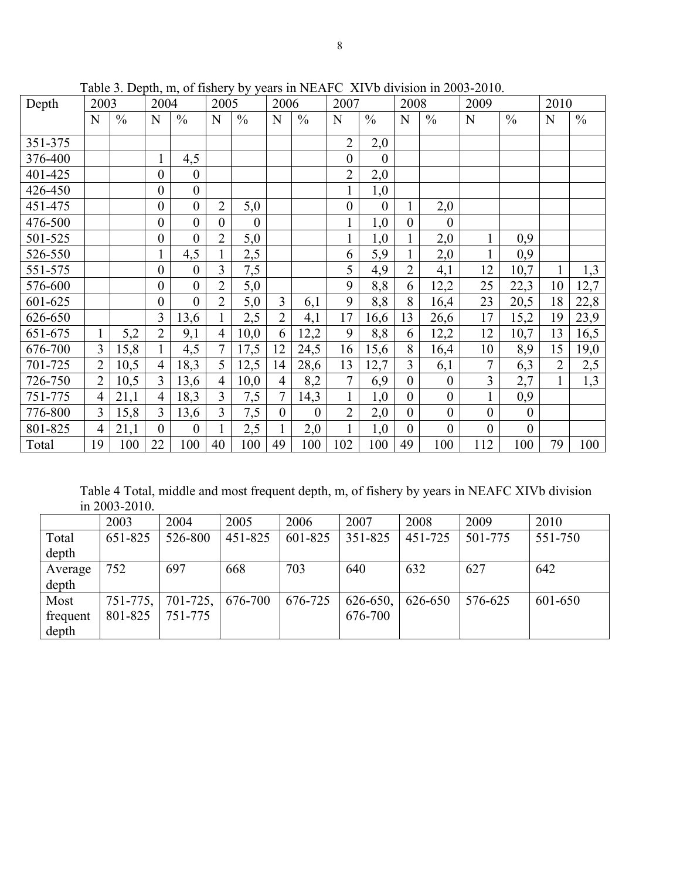Table 3. Depth, m, of fishery by years in NEAFC XIVb division in 2003-2010.

| Depth | 2003 | | 2004 | | 2005 | | 2006 | | 2007 | | 2008 | | 2009 | | 2010 | |
|---|---|---|---|---|---|---|---|---|---|---|---|---|---|---|---|---|
| | N | % | N | % | N | % | N | % | N | % | N | % | N | % | N | % |
| 351-375 | | | | | | | | | 2 | 2,0 | | | | | | |
| 376-400 | | | 1 | 4,5 | | | | | 0 | 0 | | | | | | |
| 401-425 | | | 0 | 0 | | | | | 2 | 2,0 | | | | | | |
| 426-450 | | | 0 | 0 | | | | | 1 | 1,0 | | | | | | |
| 451-475 | | | 0 | 0 | 2 | 5,0 | | | 0 | 0 | 1 | 2,0 | | | | |
| 476-500 | | | 0 | 0 | 0 | 0 | | | 1 | 1,0 | 0 | 0 | | | | |
| 501-525 | | | 0 | 0 | 2 | 5,0 | | | 1 | 1,0 | 1 | 2,0 | 1 | 0,9 | | |
| 526-550 | | | 1 | 4,5 | 1 | 2,5 | | | 6 | 5,9 | 1 | 2,0 | 1 | 0,9 | | |
| 551-575 | | | 0 | 0 | 3 | 7,5 | | | 5 | 4,9 | 2 | 4,1 | 12 | 10,7 | 1 | 1,3 |
| 576-600 | | | 0 | 0 | 2 | 5,0 | | | 9 | 8,8 | 6 | 12,2 | 25 | 22,3 | 10 | 12,7 |
| 601-625 | | | 0 | 0 | 2 | 5,0 | 3 | 6,1 | 9 | 8,8 | 8 | 16,4 | 23 | 20,5 | 18 | 22,8 |
| 626-650 | | | 3 | 13,6 | 1 | 2,5 | 2 | 4,1 | 17 | 16,6 | 13 | 26,6 | 17 | 15,2 | 19 | 23,9 |
| 651-675 | 1 | 5,2 | 2 | 9,1 | 4 | 10,0 | 6 | 12,2 | 9 | 8,8 | 6 | 12,2 | 12 | 10,7 | 13 | 16,5 |
| 676-700 | 3 | 15,8 | 1 | 4,5 | 7 | 17,5 | 12 | 24,5 | 16 | 15,6 | 8 | 16,4 | 10 | 8,9 | 15 | 19,0 |
| 701-725 | 2 | 10,5 | 4 | 18,3 | 5 | 12,5 | 14 | 28,6 | 13 | 12,7 | 3 | 6,1 | 7 | 6,3 | 2 | 2,5 |
| 726-750 | 2 | 10,5 | 3 | 13,6 | 4 | 10,0 | 4 | 8,2 | 7 | 6,9 | 0 | 0 | 3 | 2,7 | 1 | 1,3 |
| 751-775 | 4 | 21,1 | 4 | 18,3 | 3 | 7,5 | 7 | 14,3 | 1 | 1,0 | 0 | 0 | 1 | 0,9 | | |
| 776-800 | 3 | 15,8 | 3 | 13,6 | 3 | 7,5 | 0 | 0 | 2 | 2,0 | 0 | 0 | 0 | 0 | | |
| 801-825 | 4 | 21,1 | 0 | 0 | 1 | 2,5 | 1 | 2,0 | 1 | 1,0 | 0 | 0 | 0 | 0 | | |
| Total | 19 | 100 | 22 | 100 | 40 | 100 | 49 | 100 | 102 | 100 | 49 | 100 | 112 | 100 | 79 | 100 |

Table 4 Total, middle and most frequent depth, m, of fishery by years in NEAFC XIVb division in 2003-2010.

| | 2003 | 2004 | 2005 | 2006 | 2007 | 2008 | 2009 | 2010 |
|---|---|---|---|---|---|---|---|---|
| Total depth | 651-825 | 526-800 | 451-825 | 601-825 | 351-825 | 451-725 | 501-775 | 551-750 |
| Average depth | 752 | 697 | 668 | 703 | 640 | 632 | 627 | 642 |
| Most frequent depth | 751-775, 801-825 | 701-725, 751-775 | 676-700 | 676-725 | 626-650, 676-700 | 626-650 | 576-625 | 601-650 |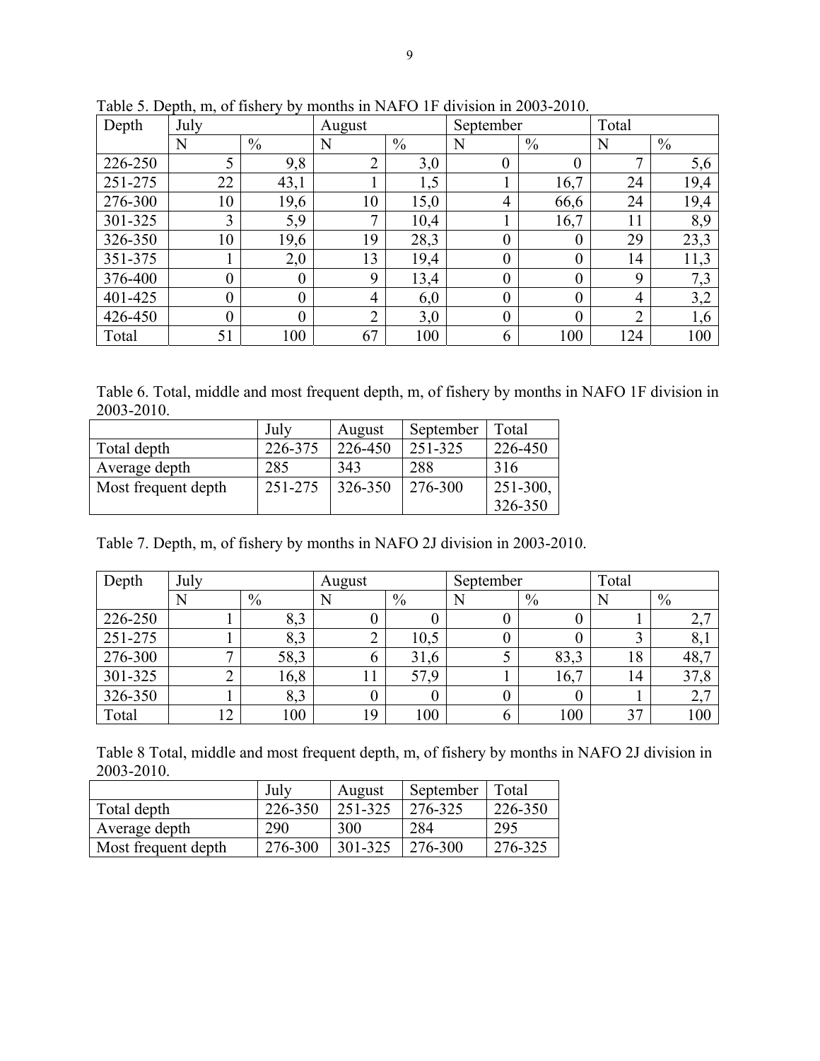Table 5. Depth, m, of fishery by months in NAFO 1F division in 2003-2010.

| Depth | July | | August | | September | | Total | |
|---|---|---|---|---|---|---|---|---|
| | N | % | N | % | N | % | N | % |
| 226-250 | 5 | 9,8 | 2 | 3,0 | 0 | 0 | 7 | 5,6 |
| 251-275 | 22 | 43,1 | 1 | 1,5 | 1 | 16,7 | 24 | 19,4 |
| 276-300 | 10 | 19,6 | 10 | 15,0 | 4 | 66,6 | 24 | 19,4 |
| 301-325 | 3 | 5,9 | 7 | 10,4 | 1 | 16,7 | 11 | 8,9 |
| 326-350 | 10 | 19,6 | 19 | 28,3 | 0 | 0 | 29 | 23,3 |
| 351-375 | 1 | 2,0 | 13 | 19,4 | 0 | 0 | 14 | 11,3 |
| 376-400 | 0 | 0 | 9 | 13,4 | 0 | 0 | 9 | 7,3 |
| 401-425 | 0 | 0 | 4 | 6,0 | 0 | 0 | 4 | 3,2 |
| 426-450 | 0 | 0 | 2 | 3,0 | 0 | 0 | 2 | 1,6 |
| Total | 51 | 100 | 67 | 100 | 6 | 100 | 124 | 100 |

Table 6. Total, middle and most frequent depth, m, of fishery by months in NAFO 1F division in 2003-2010.

| | July | August | September | Total |
|---|---|---|---|---|
| Total depth | 226-375 | 226-450 | 251-325 | 226-450 |
| Average depth | 285 | 343 | 288 | 316 |
| Most frequent depth | 251-275 | 326-350 | 276-300 | 251-300, 326-350 |

Table 7. Depth, m, of fishery by months in NAFO 2J division in 2003-2010.

| Depth | July | | August | | September | | Total | |
|---|---|---|---|---|---|---|---|---|
| | N | % | N | % | N | % | N | % |
| 226-250 | 1 | 8,3 | 0 | 0 | 0 | 0 | 1 | 2,7 |
| 251-275 | 1 | 8,3 | 2 | 10,5 | 0 | 0 | 3 | 8,1 |
| 276-300 | 7 | 58,3 | 6 | 31,6 | 5 | 83,3 | 18 | 48,7 |
| 301-325 | 2 | 16,8 | 11 | 57,9 | 1 | 16,7 | 14 | 37,8 |
| 326-350 | 1 | 8,3 | 0 | 0 | 0 | 0 | 1 | 2,7 |
| Total | 12 | 100 | 19 | 100 | 6 | 100 | 37 | 100 |

Table 8 Total, middle and most frequent depth, m, of fishery by months in NAFO 2J division in 2003-2010.

| | July | August | September | Total |
|---|---|---|---|---|
| Total depth | 226-350 | 251-325 | 276-325 | 226-350 |
| Average depth | 290 | 300 | 284 | 295 |
| Most frequent depth | 276-300 | 301-325 | 276-300 | 276-325 |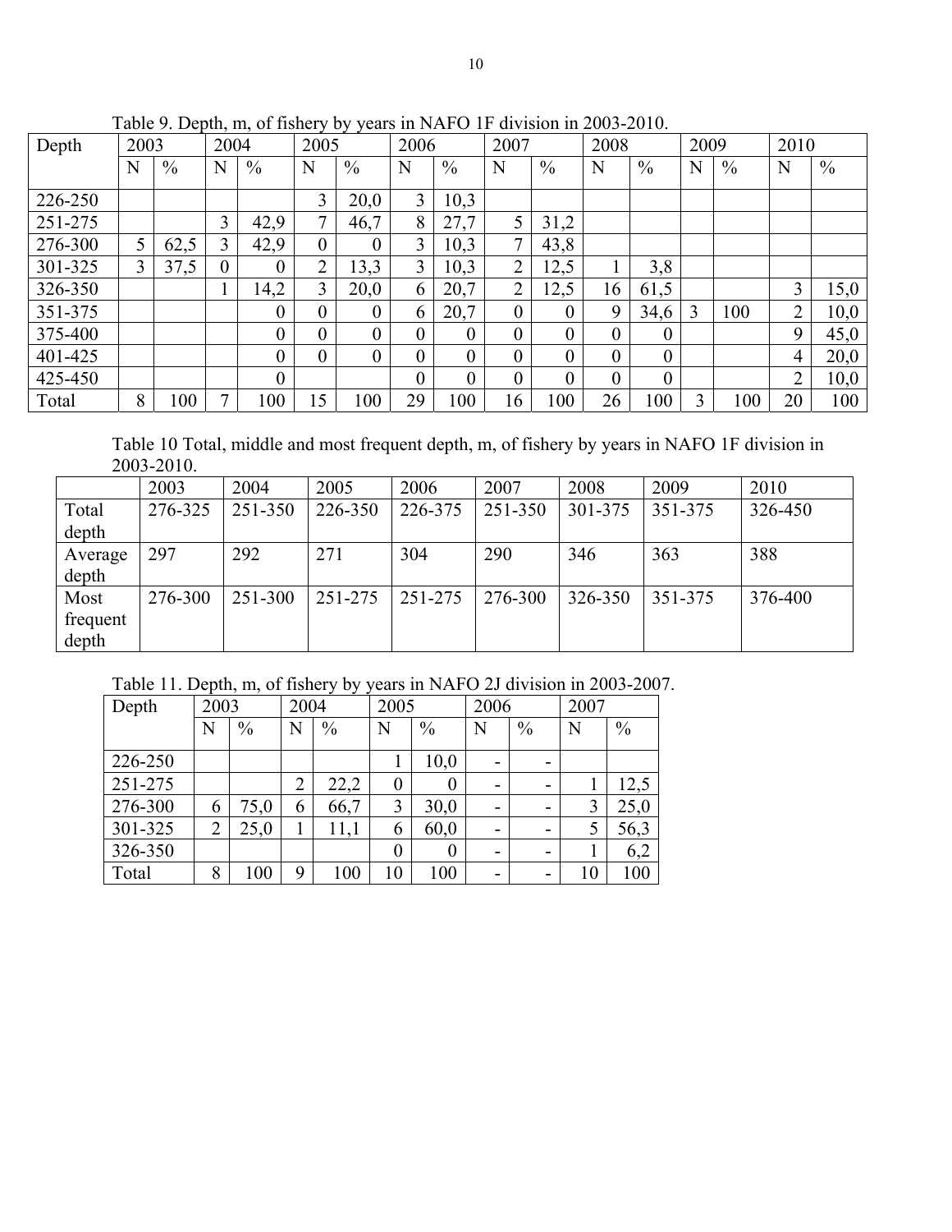Table 9. Depth, m, of fishery by years in NAFO 1F division in 2003-2010.

| Depth | 2003 | | 2004 | | 2005 | | 2006 | | 2007 | | 2008 | | 2009 | | 2010 | |
|---|---|---|---|---|---|---|---|---|---|---|---|---|---|---|---|---|
| | N | % | N | % | N | % | N | % | N | % | N | % | N | % | N | % |
| 226-250 | | | | | 3 | 20,0 | 3 | 10,3 | | | | | | | | |
| 251-275 | | | 3 | 42,9 | 7 | 46,7 | 8 | 27,7 | 5 | 31,2 | | | | | | |
| 276-300 | 5 | 62,5 | 3 | 42,9 | 0 | 0 | 3 | 10,3 | 7 | 43,8 | | | | | | |
| 301-325 | 3 | 37,5 | 0 | 0 | 2 | 13,3 | 3 | 10,3 | 2 | 12,5 | 1 | 3,8 | | | | |
| 326-350 | | | 1 | 14,2 | 3 | 20,0 | 6 | 20,7 | 2 | 12,5 | 16 | 61,5 | | | 3 | 15,0 |
| 351-375 | | | | 0 | 0 | 0 | 6 | 20,7 | 0 | 0 | 9 | 34,6 | 3 | 100 | 2 | 10,0 |
| 375-400 | | | | 0 | 0 | 0 | 0 | 0 | 0 | 0 | 0 | 0 | | | 9 | 45,0 |
| 401-425 | | | | 0 | 0 | 0 | 0 | 0 | 0 | 0 | 0 | 0 | | | 4 | 20,0 |
| 425-450 | | | | 0 | | | 0 | 0 | 0 | 0 | 0 | 0 | | | 2 | 10,0 |
| Total | 8 | 100 | 7 | 100 | 15 | 100 | 29 | 100 | 16 | 100 | 26 | 100 | 3 | 100 | 20 | 100 |

Table 10 Total, middle and most frequent depth, m, of fishery by years in NAFO 1F division in 2003-2010.

| | 2003 | 2004 | 2005 | 2006 | 2007 | 2008 | 2009 | 2010 |
|---|---|---|---|---|---|---|---|---|
| Total depth | 276-325 | 251-350 | 226-350 | 226-375 | 251-350 | 301-375 | 351-375 | 326-450 |
| Average depth | 297 | 292 | 271 | 304 | 290 | 346 | 363 | 388 |
| Most frequent depth | 276-300 | 251-300 | 251-275 | 251-275 | 276-300 | 326-350 | 351-375 | 376-400 |

Table 11. Depth, m, of fishery by years in NAFO 2J division in 2003-2007.

| Depth | 2003 | | 2004 | | 2005 | | 2006 | | 2007 | |
|---|---|---|---|---|---|---|---|---|---|---|
| | N | % | N | % | N | % | N | % | N | % |
| 226-250 | | | | | 1 | 10,0 | - | - | | |
| 251-275 | | | 2 | 22,2 | 0 | 0 | - | - | 1 | 12,5 |
| 276-300 | 6 | 75,0 | 6 | 66,7 | 3 | 30,0 | - | - | 3 | 25,0 |
| 301-325 | 2 | 25,0 | 1 | 11,1 | 6 | 60,0 | - | - | 5 | 56,3 |
| 326-350 | | | | | 0 | 0 | - | - | 1 | 6,2 |
| Total | 8 | 100 | 9 | 100 | 10 | 100 | - | - | 10 | 100 |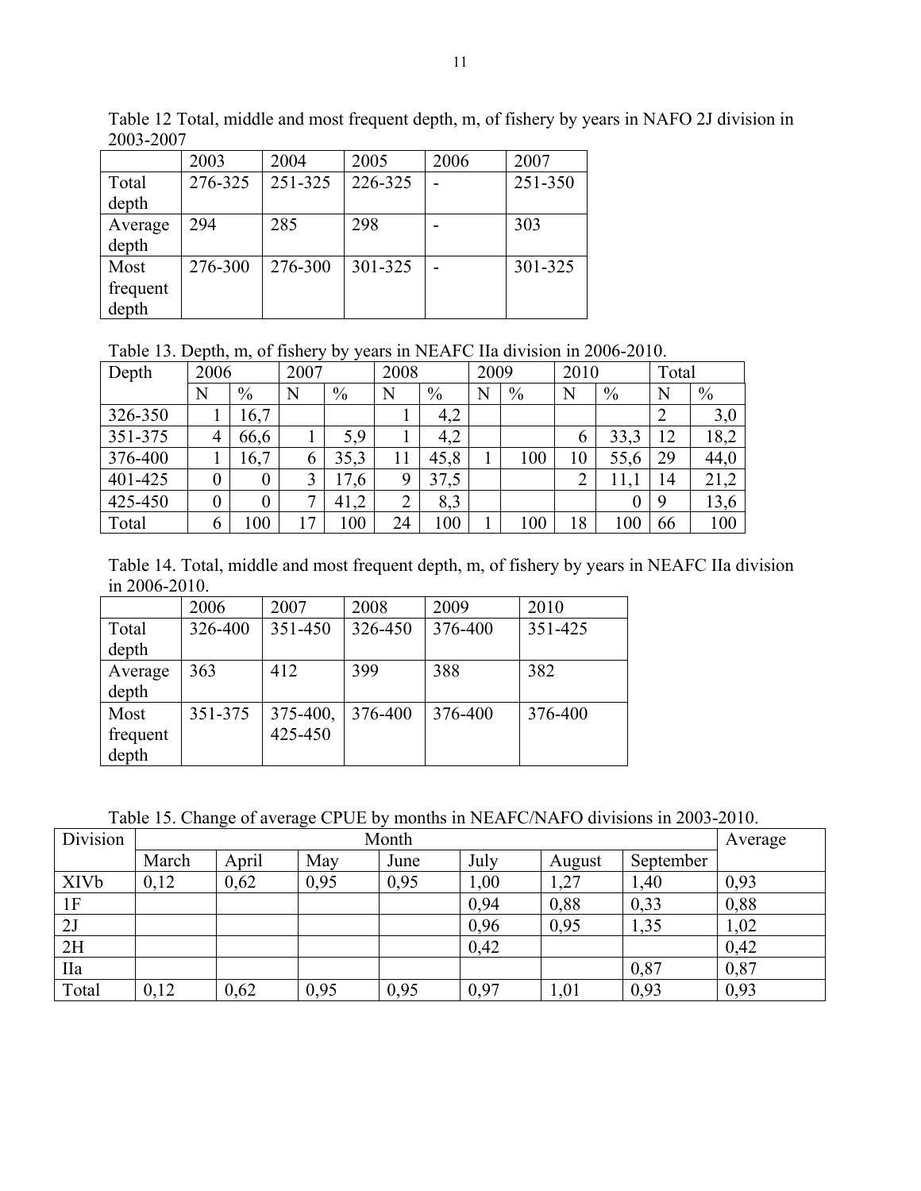Table 12 Total, middle and most frequent depth, m, of fishery by years in NAFO 2J division in 2003-2007

| | 2003 | 2004 | 2005 | 2006 | 2007 |
|---|---|---|---|---|---|
| Total depth | 276-325 | 251-325 | 226-325 | - | 251-350 |
| Average depth | 294 | 285 | 298 | - | 303 |
| Most frequent depth | 276-300 | 276-300 | 301-325 | - | 301-325 |

Table 13. Depth, m, of fishery by years in NEAFC IIa division in 2006-2010.

| Depth | 2006 | | 2007 | | 2008 | | 2009 | | 2010 | | Total | |
|---|---|---|---|---|---|---|---|---|---|---|---|---|
| | N | % | N | % | N | % | N | % | N | % | N | % |
| 326-350 | 1 | 16,7 | | | 1 | 4,2 | | | | | 2 | 3,0 |
| 351-375 | 4 | 66,6 | 1 | 5,9 | 1 | 4,2 | | | 6 | 33,3 | 12 | 18,2 |
| 376-400 | 1 | 16,7 | 6 | 35,3 | 11 | 45,8 | 1 | 100 | 10 | 55,6 | 29 | 44,0 |
| 401-425 | 0 | 0 | 3 | 17,6 | 9 | 37,5 | | | 2 | 11,1 | 14 | 21,2 |
| 425-450 | 0 | 0 | 7 | 41,2 | 2 | 8,3 | | | | 0 | 9 | 13,6 |
| Total | 6 | 100 | 17 | 100 | 24 | 100 | 1 | 100 | 18 | 100 | 66 | 100 |

Table 14. Total, middle and most frequent depth, m, of fishery by years in NEAFC IIa division in 2006-2010.

| | 2006 | 2007 | 2008 | 2009 | 2010 |
|---|---|---|---|---|---|
| Total depth | 326-400 | 351-450 | 326-450 | 376-400 | 351-425 |
| Average depth | 363 | 412 | 399 | 388 | 382 |
| Most frequent depth | 351-375 | 375-400, 425-450 | 376-400 | 376-400 | 376-400 |

Table 15. Change of average CPUE by months in NEAFC/NAFO divisions in 2003-2010.

| Division | Month | | | | | | | Average |
|---|---|---|---|---|---|---|---|---|
| | March | April | May | June | July | August | September | |
| XIVb | 0,12 | 0,62 | 0,95 | 0,95 | 1,00 | 1,27 | 1,40 | 0,93 |
| 1F | | | | | 0,94 | 0,88 | 0,33 | 0,88 |
| 2J | | | | | 0,96 | 0,95 | 1,35 | 1,02 |
| 2H | | | | | 0,42 | | | 0,42 |
| IIa | | | | | | | 0,87 | 0,87 |
| Total | 0,12 | 0,62 | 0,95 | 0,95 | 0,97 | 1,01 | 0,93 | 0,93 |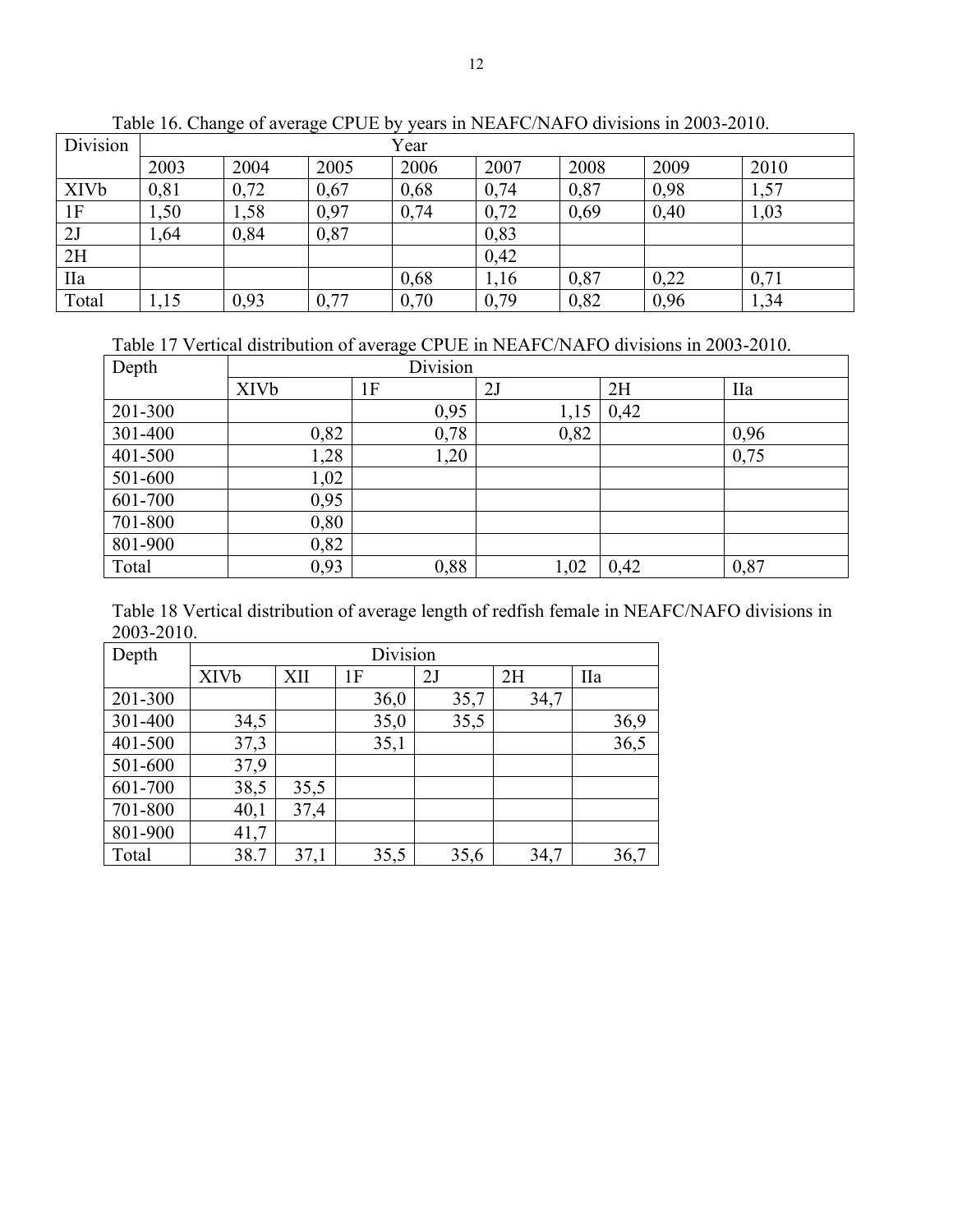Table 16. Change of average CPUE by years in NEAFC/NAFO divisions in 2003-2010.

| Division | Year | | | | | | | |
|---|---|---|---|---|---|---|---|---|
| | 2003 | 2004 | 2005 | 2006 | 2007 | 2008 | 2009 | 2010 |
| XIVb | 0,81 | 0,72 | 0,67 | 0,68 | 0,74 | 0,87 | 0,98 | 1,57 |
| 1F | 1,50 | 1,58 | 0,97 | 0,74 | 0,72 | 0,69 | 0,40 | 1,03 |
| 2J | 1,64 | 0,84 | 0,87 | | 0,83 | | | |
| 2H | | | | | 0,42 | | | |
| IIa | | | | 0,68 | 1,16 | 0,87 | 0,22 | 0,71 |
| Total | 1,15 | 0,93 | 0,77 | 0,70 | 0,79 | 0,82 | 0,96 | 1,34 |

Table 17 Vertical distribution of average CPUE in NEAFC/NAFO divisions in 2003-2010.

| Depth | Division | | | | |
|---|---|---|---|---|---|
| | XIVb | 1F | 2J | 2H | IIa |
| 201-300 | | 0,95 | 1,15 | 0,42 | |
| 301-400 | 0,82 | 0,78 | 0,82 | | 0,96 |
| 401-500 | 1,28 | 1,20 | | | 0,75 |
| 501-600 | 1,02 | | | | |
| 601-700 | 0,95 | | | | |
| 701-800 | 0,80 | | | | |
| 801-900 | 0,82 | | | | |
| Total | 0,93 | 0,88 | 1,02 | 0,42 | 0,87 |

Table 18 Vertical distribution of average length of redfish female in NEAFC/NAFO divisions in 2003-2010.

| Depth | Division | | | | | |
|---|---|---|---|---|---|---|
| | XIVb | XII | 1F | 2J | 2H | IIa |
| 201-300 | | | 36,0 | 35,7 | 34,7 | |
| 301-400 | 34,5 | | 35,0 | 35,5 | | 36,9 |
| 401-500 | 37,3 | | 35,1 | | | 36,5 |
| 501-600 | 37,9 | | | | | |
| 601-700 | 38,5 | 35,5 | | | | |
| 701-800 | 40,1 | 37,4 | | | | |
| 801-900 | 41,7 | | | | | |
| Total | 38.7 | 37,1 | 35,5 | 35,6 | 34,7 | 36,7 |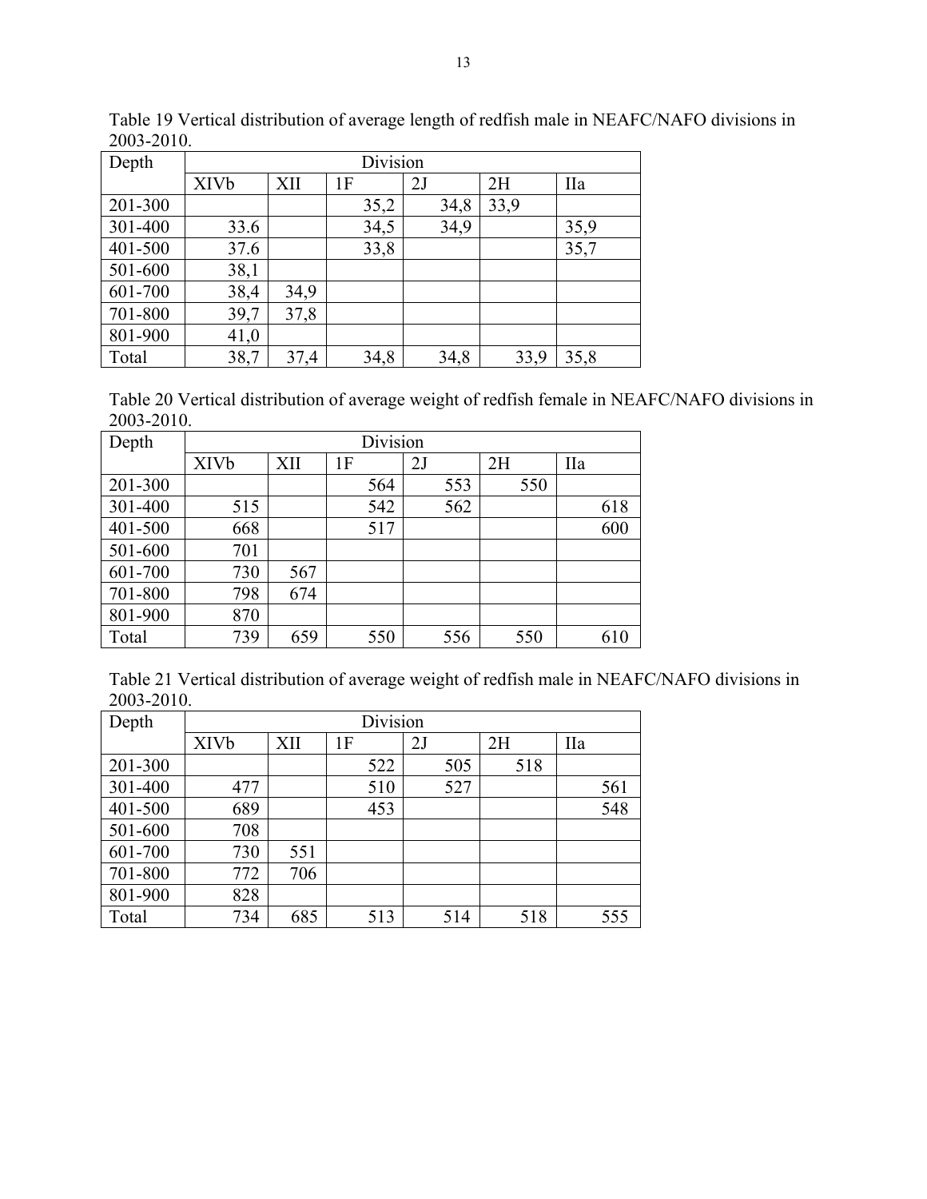Table 19 Vertical distribution of average length of redfish male in NEAFC/NAFO divisions in 2003-2010.

| Depth | Division | | | | | |
|---|---|---|---|---|---|---|
| | XIVb | XII | 1F | 2J | 2H | IIa |
| 201-300 | | | 35,2 | 34,8 | 33,9 | |
| 301-400 | 33.6 | | 34,5 | 34,9 | | 35,9 |
| 401-500 | 37.6 | | 33,8 | | | 35,7 |
| 501-600 | 38,1 | | | | | |
| 601-700 | 38,4 | 34,9 | | | | |
| 701-800 | 39,7 | 37,8 | | | | |
| 801-900 | 41,0 | | | | | |
| Total | 38,7 | 37,4 | 34,8 | 34,8 | 33,9 | 35,8 |

Table 20 Vertical distribution of average weight of redfish female in NEAFC/NAFO divisions in 2003-2010.

| Depth | Division | | | | | |
|---|---|---|---|---|---|---|
| | XIVb | XII | 1F | 2J | 2H | IIa |
| 201-300 | | | 564 | 553 | 550 | |
| 301-400 | 515 | | 542 | 562 | | 618 |
| 401-500 | 668 | | 517 | | | 600 |
| 501-600 | 701 | | | | | |
| 601-700 | 730 | 567 | | | | |
| 701-800 | 798 | 674 | | | | |
| 801-900 | 870 | | | | | |
| Total | 739 | 659 | 550 | 556 | 550 | 610 |

Table 21 Vertical distribution of average weight of redfish male in NEAFC/NAFO divisions in 2003-2010.

| Depth | Division | | | | | |
|---|---|---|---|---|---|---|
| | XIVb | XII | 1F | 2J | 2H | IIa |
| 201-300 | | | 522 | 505 | 518 | |
| 301-400 | 477 | | 510 | 527 | | 561 |
| 401-500 | 689 | | 453 | | | 548 |
| 501-600 | 708 | | | | | |
| 601-700 | 730 | 551 | | | | |
| 701-800 | 772 | 706 | | | | |
| 801-900 | 828 | | | | | |
| Total | 734 | 685 | 513 | 514 | 518 | 555 |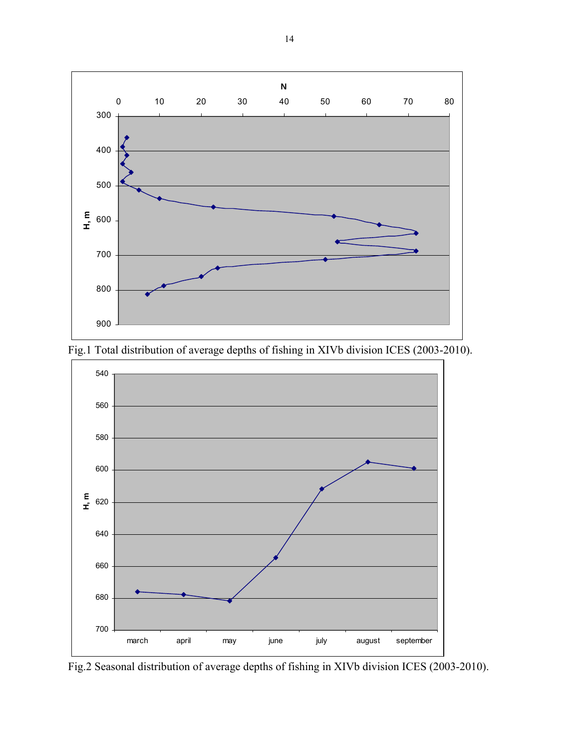Fig.1 Total distribution of average depths of fishing in XIVb division ICES (2003-2010).

Fig.2 Seasonal distribution of average depths of fishing in XIVb division ICES (2003-2010).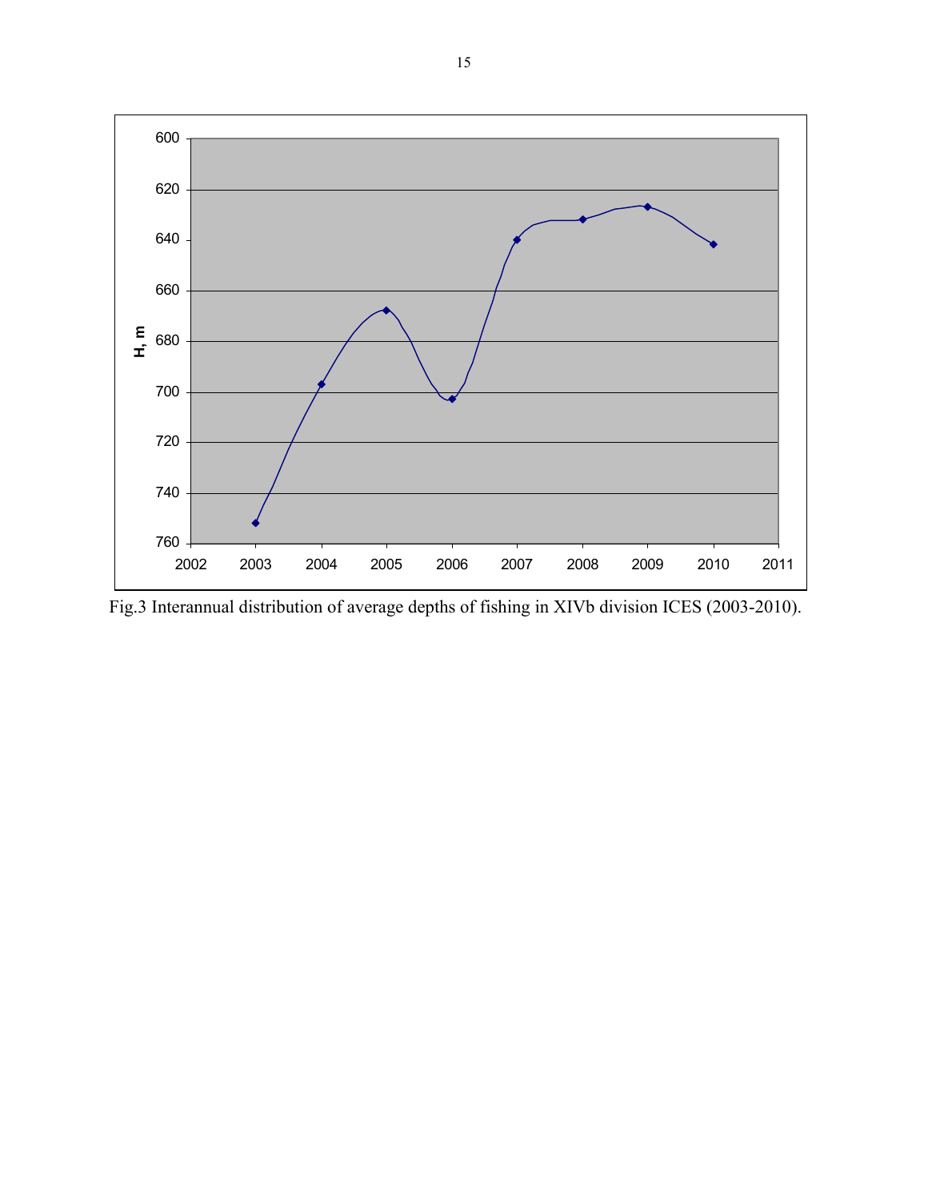Fig.3 Interannual distribution of average depths of fishing in XIVb division ICES (2003-2010).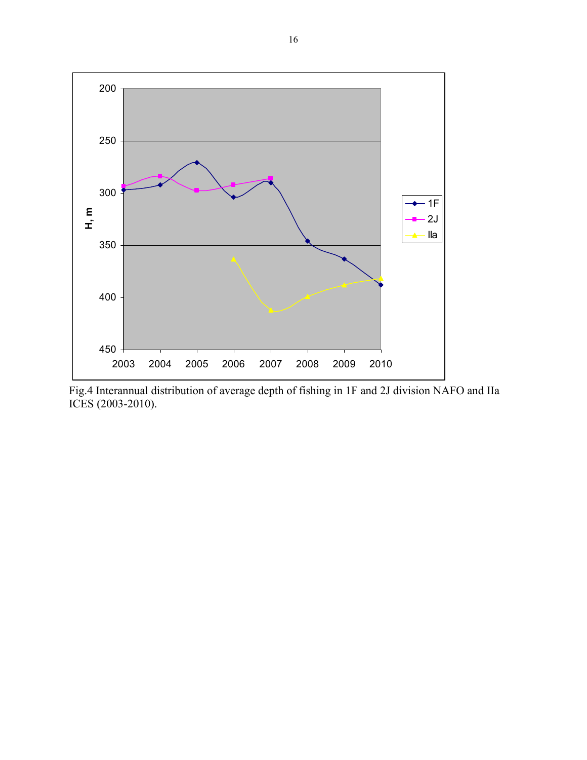Fig.4 Interannual distribution of average depth of fishing in 1F and 2J division NAFO and IIa ICES (2003-2010).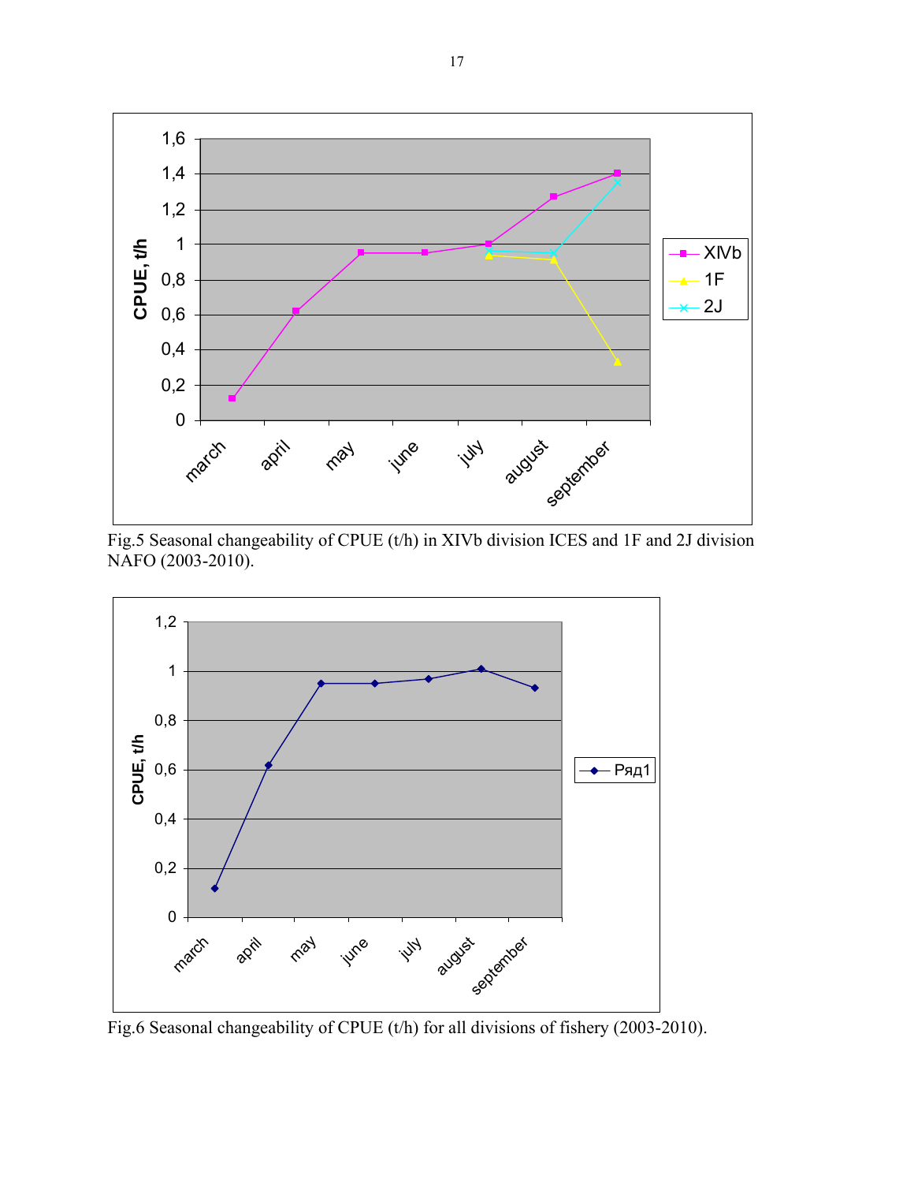Fig.5 Seasonal changeability of CPUE (t/h) in XIVb division ICES and 1F and 2J division NAFO (2003-2010).

Fig.6 Seasonal changeability of CPUE (t/h) for all divisions of fishery (2003-2010).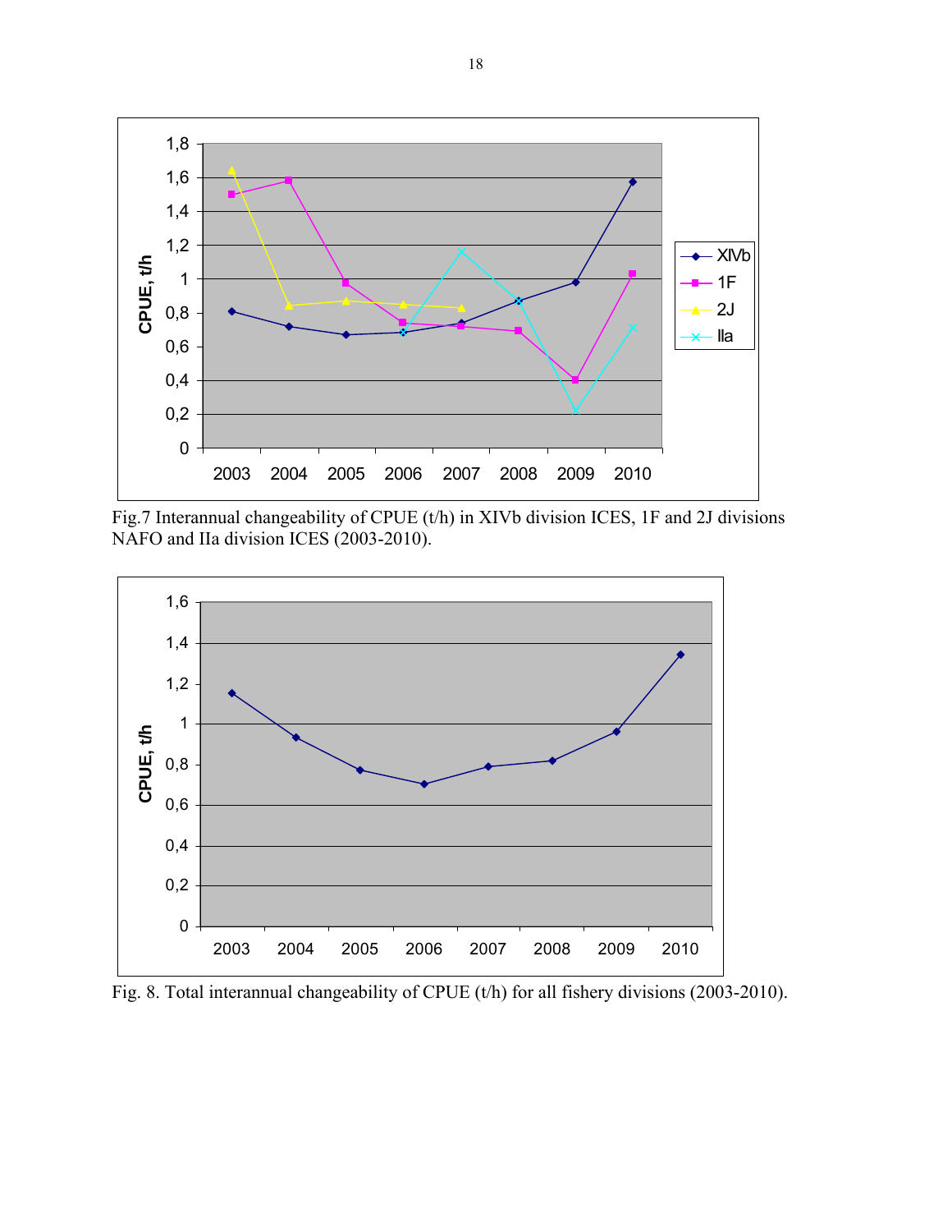Fig.7 Interannual changeability of CPUE (t/h) in XIVb division ICES, 1F and 2J divisions NAFO and IIa division ICES (2003-2010).

Fig. 8. Total interannual changeability of CPUE (t/h) for all fishery divisions (2003-2010).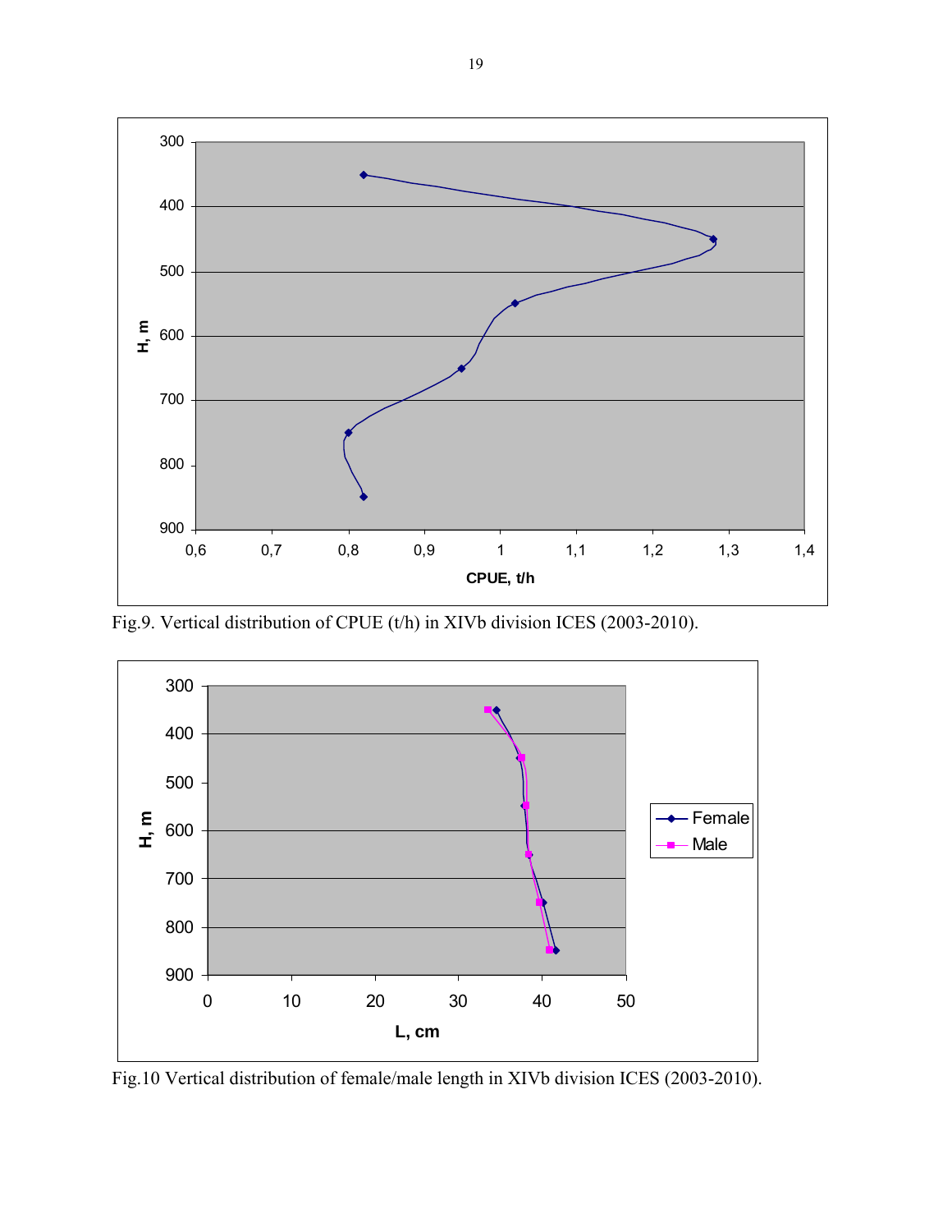Fig.9. Vertical distribution of CPUE (t/h) in XIVb division ICES (2003-2010).

Fig.10 Vertical distribution of female/male length in XIVb division ICES (2003-2010).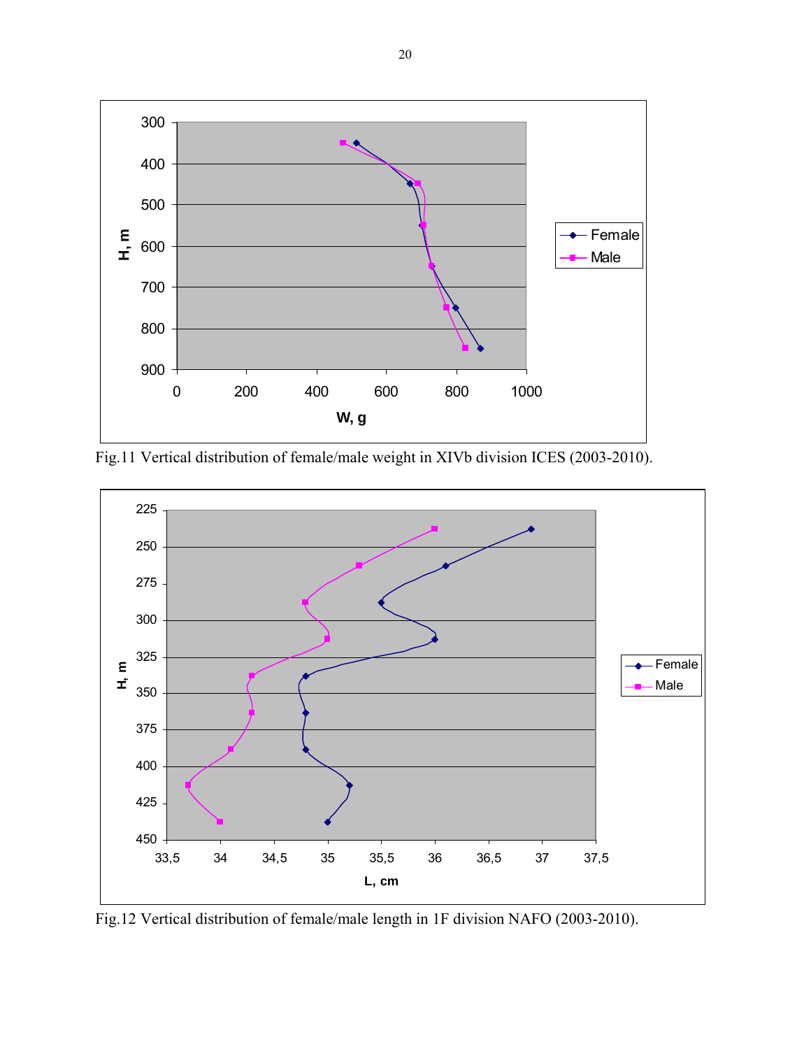Fig.11 Vertical distribution of female/male weight in XIVb division ICES (2003-2010).

Fig.12 Vertical distribution of female/male length in 1F division NAFO (2003-2010).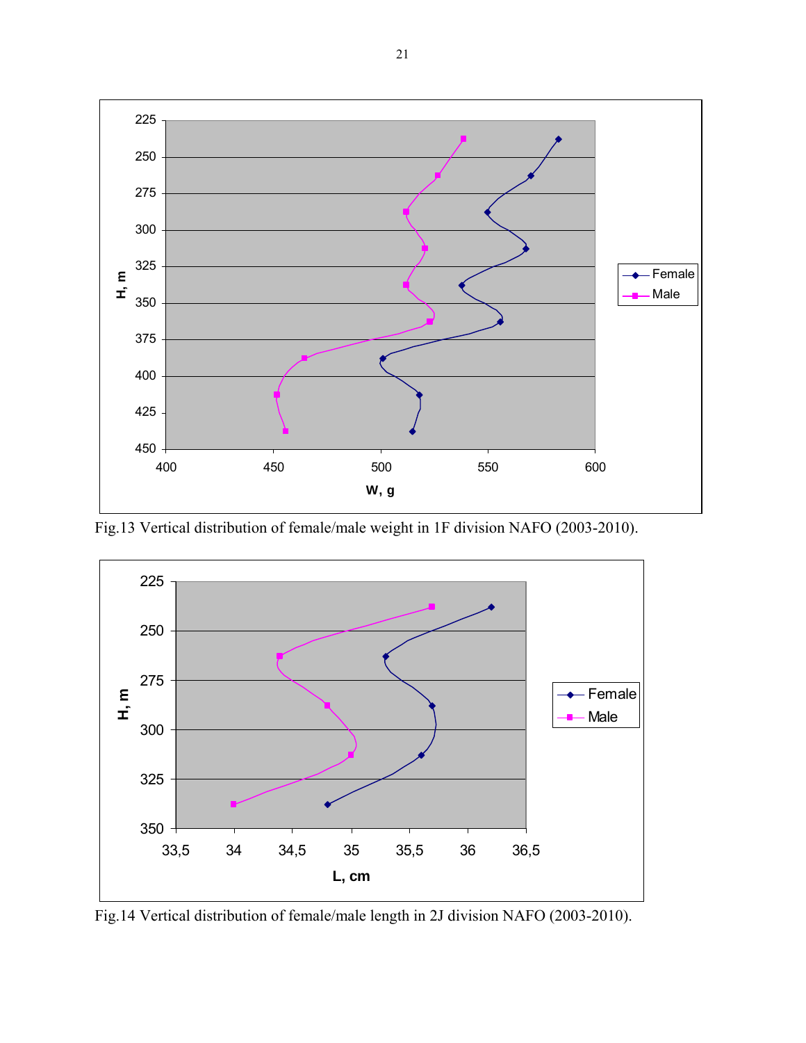Fig.13 Vertical distribution of female/male weight in 1F division NAFO (2003-2010).

Fig.14 Vertical distribution of female/male length in 2J division NAFO (2003-2010).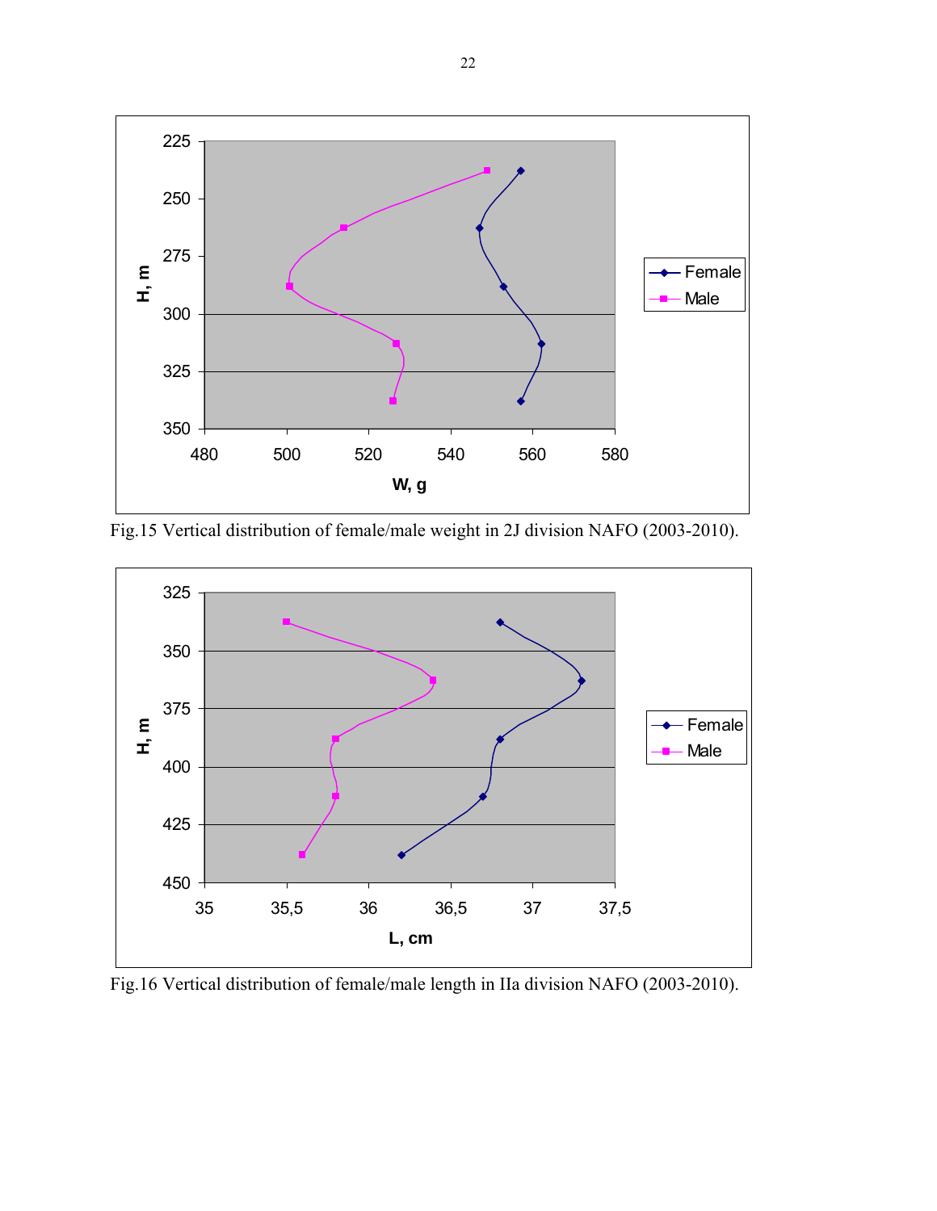Fig.15 Vertical distribution of female/male weight in 2J division NAFO (2003-2010).

Fig.16 Vertical distribution of female/male length in IIa division NAFO (2003-2010).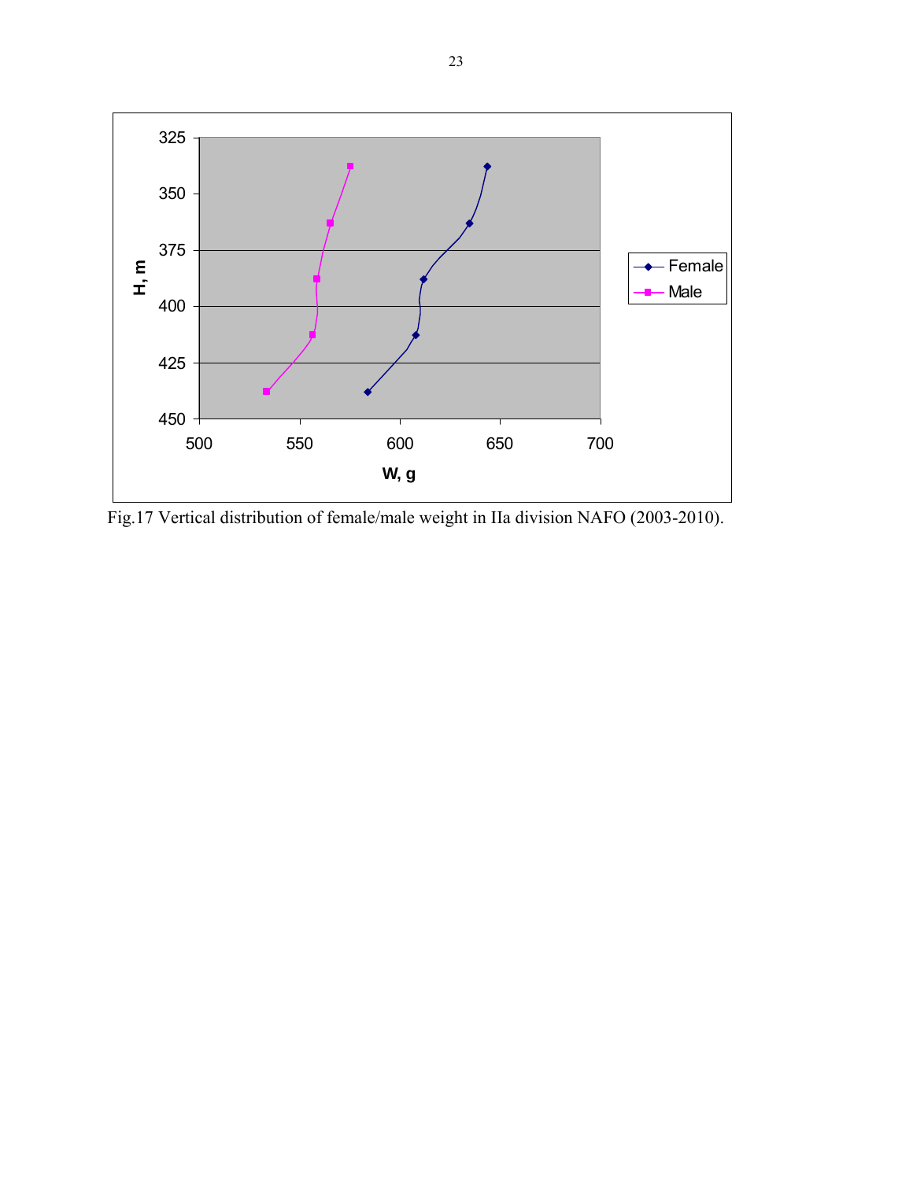325
350
375
400
425
450

H, m

500
550
600
650
700

W, g

Female
Male

Fig.17 Vertical distribution of female/male weight in IIa division NAFO (2003-2010).